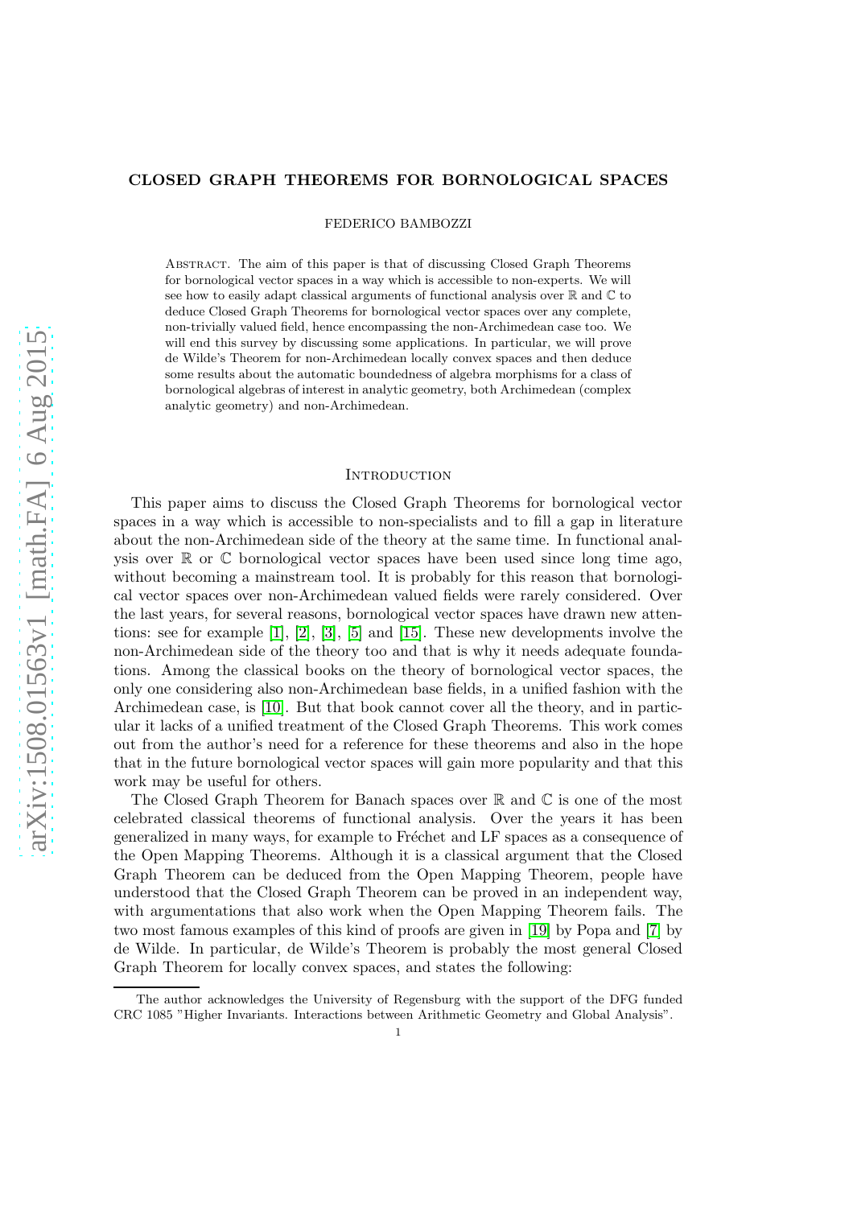# CLOSED GRAPH THEOREMS FOR BORNOLOGICAL SPACES

FEDERICO BAMBOZZI

Abstract. The aim of this paper is that of discussing Closed Graph Theorems for bornological vector spaces in a way which is accessible to non-experts. We will see how to easily adapt classical arguments of functional analysis over $\mathbb{R}$ and $\mathbb{C}$ to deduce Closed Graph Theorems for bornological vector spaces over any complete, non-trivially valued field, hence encompassing the non-Archimedean case too. We will end this survey by discussing some applications. In particular, we will prove de Wilde's Theorem for non-Archimedean locally convex spaces and then deduce some results about the automatic boundedness of algebra morphisms for a class of bornological algebras of interest in analytic geometry, both Archimedean (complex analytic geometry) and non-Archimedean.

## Introduction

This paper aims to discuss the Closed Graph Theorems for bornological vector spaces in a way which is accessible to non-specialists and to fill a gap in literature about the non-Archimedean side of the theory at the same time. In functional analysis over $\mathbb{R}$ or $\mathbb{C}$ bornological vector spaces have been used since long time ago, without becoming a mainstream tool. It is probably for this reason that bornological vector spaces over non-Archimedean valued fields were rarely considered. Over the last years, for several reasons, bornological vector spaces have drawn new attentions: see for example [1], [2], [3], [5] and [15]. These new developments involve the non-Archimedean side of the theory too and that is why it needs adequate foundations. Among the classical books on the theory of bornological vector spaces, the only one considering also non-Archimedean base fields, in a unified fashion with the Archimedean case, is [10]. But that book cannot cover all the theory, and in particular it lacks of a unified treatment of the Closed Graph Theorems. This work comes out from the author's need for a reference for these theorems and also in the hope that in the future bornological vector spaces will gain more popularity and that this work may be useful for others.

The Closed Graph Theorem for Banach spaces over $\mathbb{R}$ and $\mathbb{C}$ is one of the most celebrated classical theorems of functional analysis. Over the years it has been generalized in many ways, for example to Fréchet and LF spaces as a consequence of the Open Mapping Theorems. Although it is a classical argument that the Closed Graph Theorem can be deduced from the Open Mapping Theorem, people have understood that the Closed Graph Theorem can be proved in an independent way, with argumentations that also work when the Open Mapping Theorem fails. The two most famous examples of this kind of proofs are given in [19] by Popa and [7] by de Wilde. In particular, de Wilde's Theorem is probably the most general Closed Graph Theorem for locally convex spaces, and states the following:

The author acknowledges the University of Regensburg with the support of the DFG funded CRC 1085 "Higher Invariants. Interactions between Arithmetic Geometry and Global Analysis".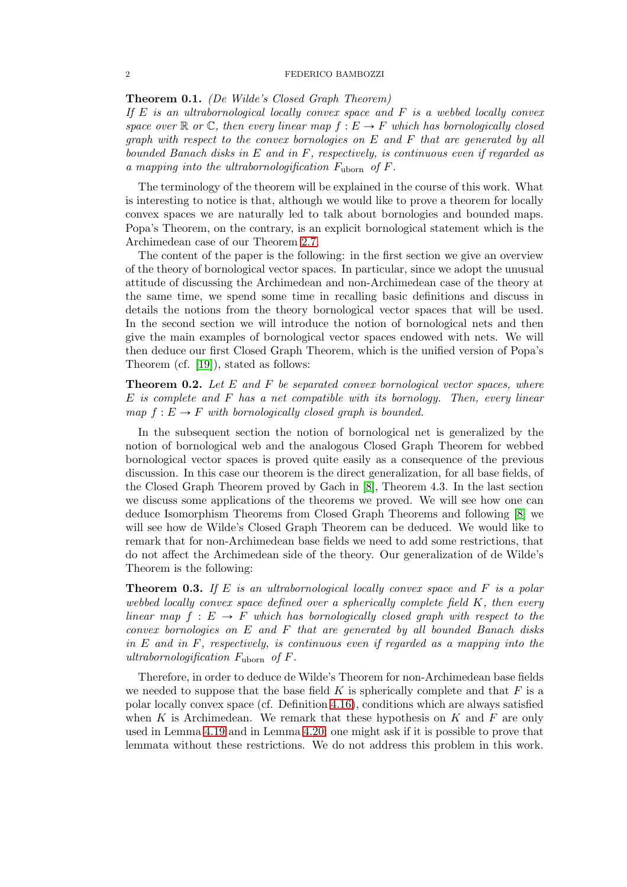**Theorem 0.1.** *(De Wilde's Closed Graph Theorem)*
*If $E$ is an ultrabornological locally convex space and $F$ is a webbed locally convex space over $\mathbb{R}$ or $\mathbb{C}$, then every linear map $f : E \to F$ which has bornologically closed graph with respect to the convex bornologies on $E$ and $F$ that are generated by all bounded Banach disks in $E$ and in $F$, respectively, is continuous even if regarded as a mapping into the ultrabornologification $F_{\text{uborn}}$ of $F$.*

The terminology of the theorem will be explained in the course of this work. What is interesting to notice is that, although we would like to prove a theorem for locally convex spaces we are naturally led to talk about bornologies and bounded maps. Popa's Theorem, on the contrary, is an explicit bornological statement which is the Archimedean case of our Theorem 2.7.

The content of the paper is the following: in the first section we give an overview of the theory of bornological vector spaces. In particular, since we adopt the unusual attitude of discussing the Archimedean and non-Archimedean case of the theory at the same time, we spend some time in recalling basic definitions and discuss in details the notions from the theory bornological vector spaces that will be used. In the second section we will introduce the notion of bornological nets and then give the main examples of bornological vector spaces endowed with nets. We will then deduce our first Closed Graph Theorem, which is the unified version of Popa's Theorem (cf. [19]), stated as follows:

**Theorem 0.2.** *Let $E$ and $F$ be separated convex bornological vector spaces, where $E$ is complete and $F$ has a net compatible with its bornology. Then, every linear map $f : E \to F$ with bornologically closed graph is bounded.*

In the subsequent section the notion of bornological net is generalized by the notion of bornological web and the analogous Closed Graph Theorem for webbed bornological vector spaces is proved quite easily as a consequence of the previous discussion. In this case our theorem is the direct generalization, for all base fields, of the Closed Graph Theorem proved by Gach in [8], Theorem 4.3. In the last section we discuss some applications of the theorems we proved. We will see how one can deduce Isomorphism Theorems from Closed Graph Theorems and following [8] we will see how de Wilde's Closed Graph Theorem can be deduced. We would like to remark that for non-Archimedean base fields we need to add some restrictions, that do not affect the Archimedean side of the theory. Our generalization of de Wilde's Theorem is the following:

**Theorem 0.3.** *If $E$ is an ultrabornological locally convex space and $F$ is a polar webbed locally convex space defined over a spherically complete field $K$, then every linear map $f : E \to F$ which has bornologically closed graph with respect to the convex bornologies on $E$ and $F$ that are generated by all bounded Banach disks in $E$ and in $F$, respectively, is continuous even if regarded as a mapping into the ultrabornologification $F_{\text{uborn}}$ of $F$.*

Therefore, in order to deduce de Wilde's Theorem for non-Archimedean base fields we needed to suppose that the base field $K$ is spherically complete and that $F$ is a polar locally convex space (cf. Definition 4.16), conditions which are always satisfied when $K$ is Archimedean. We remark that these hypothesis on $K$ and $F$ are only used in Lemma 4.19 and in Lemma 4.20; one might ask if it is possible to prove that lemmata without these restrictions. We do not address this problem in this work.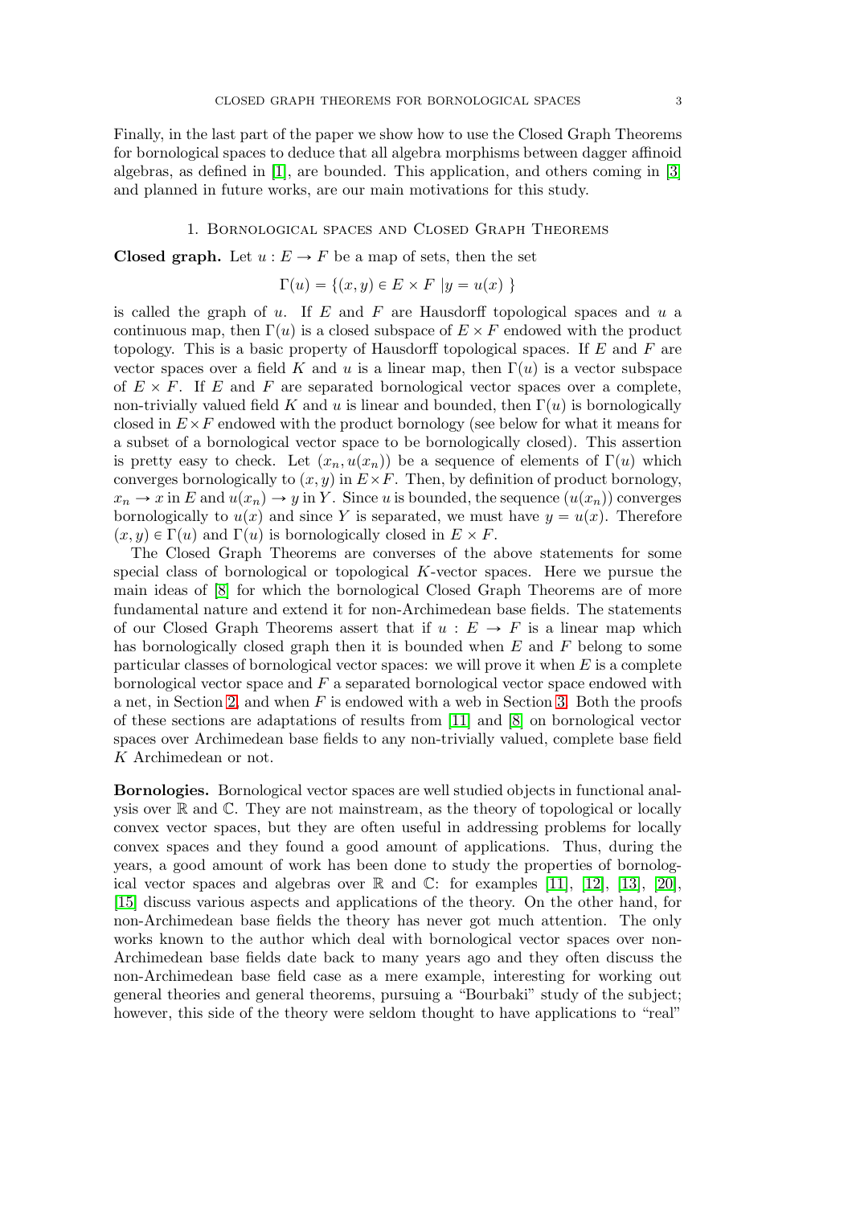Finally, in the last part of the paper we show how to use the Closed Graph Theorems for bornological spaces to deduce that all algebra morphisms between dagger affinoid algebras, as defined in [1], are bounded. This application, and others coming in [3] and planned in future works, are our main motivations for this study.

## 1. Bornological spaces and Closed Graph Theorems

**Closed graph.** Let $u : E \to F$ be a map of sets, then the set

$$\Gamma(u) = \{(x, y) \in E \times F \ |y = u(x) \ \}$$

is called the graph of $u$. If $E$ and $F$ are Hausdorff topological spaces and $u$ a continuous map, then $\Gamma(u)$ is a closed subspace of $E \times F$ endowed with the product topology. This is a basic property of Hausdorff topological spaces. If $E$ and $F$ are vector spaces over a field $K$ and $u$ is a linear map, then $\Gamma(u)$ is a vector subspace of $E \times F$. If $E$ and $F$ are separated bornological vector spaces over a complete, non-trivially valued field $K$ and $u$ is linear and bounded, then $\Gamma(u)$ is bornologically closed in $E \times F$ endowed with the product bornology (see below for what it means for a subset of a bornological vector space to be bornologically closed). This assertion is pretty easy to check. Let $(x_n, u(x_n))$ be a sequence of elements of $\Gamma(u)$ which converges bornologically to $(x, y)$ in $E \times F$. Then, by definition of product bornology, $x_n \to x$ in $E$ and $u(x_n) \to y$ in $Y$. Since $u$ is bounded, the sequence $(u(x_n))$ converges bornologically to $u(x)$ and since $Y$ is separated, we must have $y = u(x)$. Therefore $(x, y) \in \Gamma(u)$ and $\Gamma(u)$ is bornologically closed in $E \times F$.

The Closed Graph Theorems are converses of the above statements for some special class of bornological or topological $K$-vector spaces. Here we pursue the main ideas of [8] for which the bornological Closed Graph Theorems are of more fundamental nature and extend it for non-Archimedean base fields. The statements of our Closed Graph Theorems assert that if $u : E \to F$ is a linear map which has bornologically closed graph then it is bounded when $E$ and $F$ belong to some particular classes of bornological vector spaces: we will prove it when $E$ is a complete bornological vector space and $F$ a separated bornological vector space endowed with a net, in Section 2, and when $F$ is endowed with a web in Section 3. Both the proofs of these sections are adaptations of results from [11] and [8] on bornological vector spaces over Archimedean base fields to any non-trivially valued, complete base field $K$ Archimedean or not.

**Bornologies.** Bornological vector spaces are well studied objects in functional analysis over $\mathbb{R}$ and $\mathbb{C}$. They are not mainstream, as the theory of topological or locally convex vector spaces, but they are often useful in addressing problems for locally convex spaces and they found a good amount of applications. Thus, during the years, a good amount of work has been done to study the properties of bornological vector spaces and algebras over $\mathbb{R}$ and $\mathbb{C}$: for examples [11], [12], [13], [20], [15] discuss various aspects and applications of the theory. On the other hand, for non-Archimedean base fields the theory has never got much attention. The only works known to the author which deal with bornological vector spaces over non-Archimedean base fields date back to many years ago and they often discuss the non-Archimedean base field case as a mere example, interesting for working out general theories and general theorems, pursuing a "Bourbaki" study of the subject; however, this side of the theory were seldom thought to have applications to "real"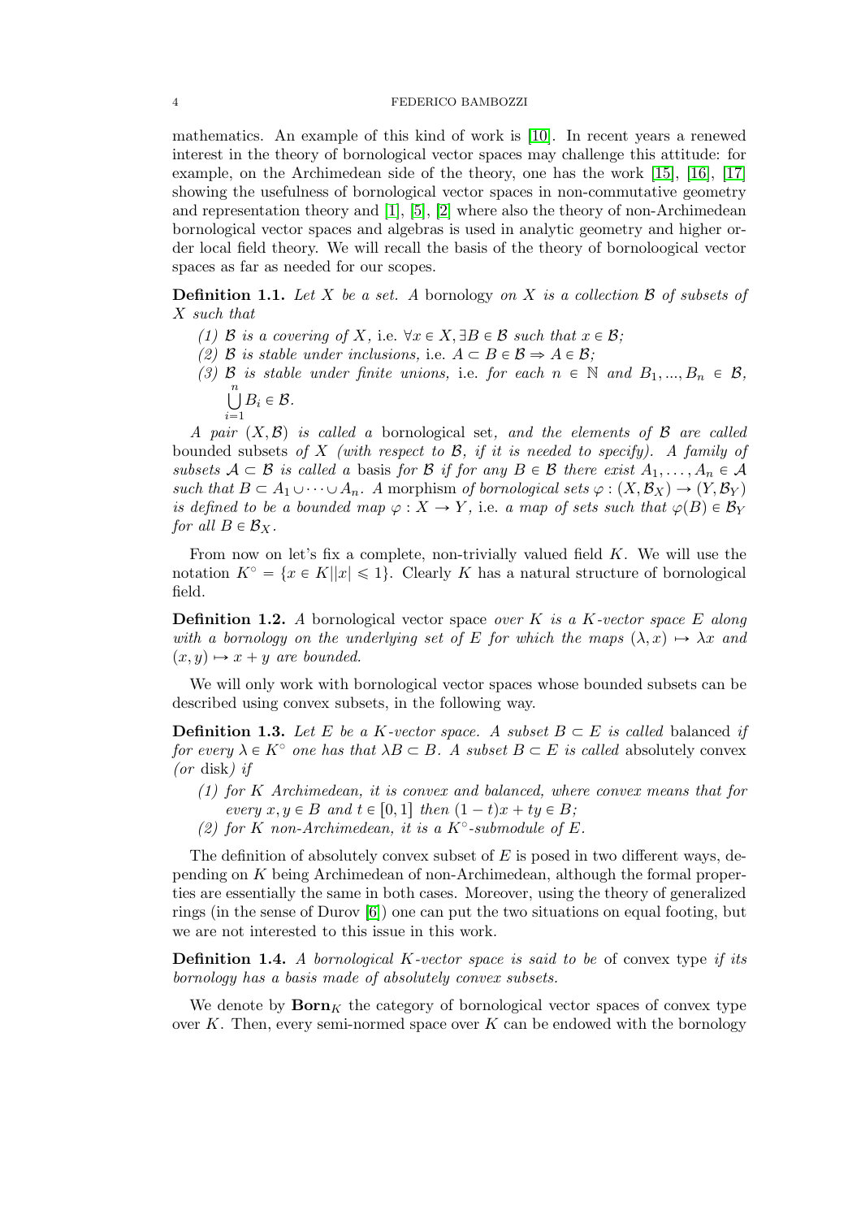mathematics. An example of this kind of work is [10]. In recent years a renewed interest in the theory of bornological vector spaces may challenge this attitude: for example, on the Archimedean side of the theory, one has the work [15], [16], [17] showing the usefulness of bornological vector spaces in non-commutative geometry and representation theory and [1], [5], [2] where also the theory of non-Archimedean bornological vector spaces and algebras is used in analytic geometry and higher order local field theory. We will recall the basis of the theory of bornoological vector spaces as far as needed for our scopes.

**Definition 1.1.** *Let $X$ be a set. A* bornology *on $X$ is a collection $\mathcal{B}$ of subsets of $X$ such that*

*(1) $\mathcal{B}$ is a covering of $X$,* i.e. *$\forall x \in X, \exists B \in \mathcal{B}$ such that $x \in \mathcal{B}$;*
*(2) $\mathcal{B}$ is stable under inclusions,* i.e. *$A \subset B \in \mathcal{B} \Rightarrow A \in \mathcal{B}$;*
*(3) $\mathcal{B}$ is stable under finite unions,* i.e. *for each $n \in \mathbb{N}$ and $B_1, ..., B_n \in \mathcal{B}$, $\bigcup_{i=1}^{n} B_i \in \mathcal{B}$.*

*A pair $(X, \mathcal{B})$ is called a* bornological set*, and the elements of $\mathcal{B}$ are called* bounded subsets *of $X$ (with respect to $\mathcal{B}$, if it is needed to specify). A family of subsets $\mathcal{A} \subset \mathcal{B}$ is called a* basis *for $\mathcal{B}$ if for any $B \in \mathcal{B}$ there exist $A_1, \ldots, A_n \in \mathcal{A}$ such that $B \subset A_1 \cup \cdots \cup A_n$. A* morphism *of bornological sets $\varphi : (X, \mathcal{B}_X) \to (Y, \mathcal{B}_Y)$ is defined to be a bounded map $\varphi : X \to Y$,* i.e. *a map of sets such that $\varphi(B) \in \mathcal{B}_Y$ for all $B \in \mathcal{B}_X$.*

From now on let's fix a complete, non-trivially valued field $K$. We will use the notation $K^\circ = \{x \in K | |x| \leqslant 1\}$. Clearly $K$ has a natural structure of bornological field.

**Definition 1.2.** *A* bornological vector space *over $K$ is a $K$-vector space $E$ along with a bornology on the underlying set of $E$ for which the maps $(\lambda, x) \mapsto \lambda x$ and $(x, y) \mapsto x + y$ are bounded.*

We will only work with bornological vector spaces whose bounded subsets can be described using convex subsets, in the following way.

**Definition 1.3.** *Let $E$ be a $K$-vector space. A subset $B \subset E$ is called* balanced *if for every $\lambda \in K^\circ$ one has that $\lambda B \subset B$. A subset $B \subset E$ is called* absolutely convex *(or* disk*) if*

*(1) for $K$ Archimedean, it is convex and balanced, where convex means that for every $x, y \in B$ and $t \in [0, 1]$ then $(1 - t)x + ty \in B$;*
*(2) for $K$ non-Archimedean, it is a $K^\circ$-submodule of $E$.*

The definition of absolutely convex subset of $E$ is posed in two different ways, depending on $K$ being Archimedean of non-Archimedean, although the formal properties are essentially the same in both cases. Moreover, using the theory of generalized rings (in the sense of Durov [6]) one can put the two situations on equal footing, but we are not interested to this issue in this work.

**Definition 1.4.** *A bornological $K$-vector space is said to be* of convex type *if its bornology has a basis made of absolutely convex subsets.*

We denote by $\mathbf{Born}_K$ the category of bornological vector spaces of convex type over $K$. Then, every semi-normed space over $K$ can be endowed with the bornology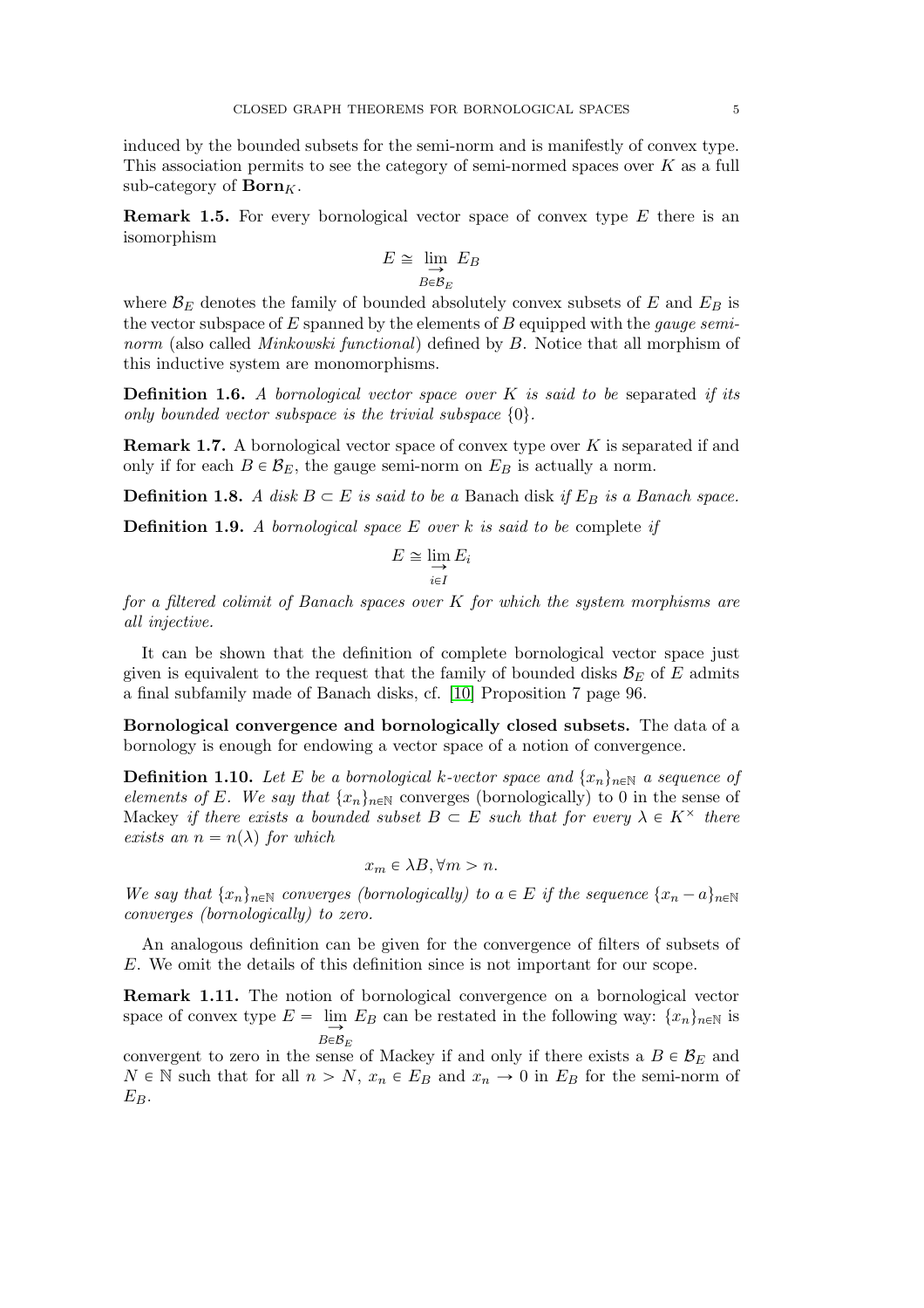induced by the bounded subsets for the semi-norm and is manifestly of convex type. This association permits to see the category of semi-normed spaces over $K$ as a full sub-category of $\mathbf{Born}_K$.

**Remark 1.5.** For every bornological vector space of convex type $E$ there is an isomorphism

$$E \cong \varinjlim_{B \in \mathcal{B}_E} E_B$$

where $\mathcal{B}_E$ denotes the family of bounded absolutely convex subsets of $E$ and $E_B$ is the vector subspace of $E$ spanned by the elements of $B$ equipped with the *gauge semi-norm* (also called *Minkowski functional*) defined by $B$. Notice that all morphism of this inductive system are monomorphisms.

**Definition 1.6.** *A bornological vector space over $K$ is said to be* separated *if its only bounded vector subspace is the trivial subspace $\{0\}$.*

**Remark 1.7.** A bornological vector space of convex type over $K$ is separated if and only if for each $B \in \mathcal{B}_E$, the gauge semi-norm on $E_B$ is actually a norm.

**Definition 1.8.** *A disk $B \subset E$ is said to be a* Banach disk *if $E_B$ is a Banach space.*

**Definition 1.9.** *A bornological space $E$ over $k$ is said to be* complete *if*

$$E \cong \varinjlim_{i \in I} E_i$$

*for a filtered colimit of Banach spaces over $K$ for which the system morphisms are all injective.*

It can be shown that the definition of complete bornological vector space just given is equivalent to the request that the family of bounded disks $\mathcal{B}_E$ of $E$ admits a final subfamily made of Banach disks, cf. [10] Proposition 7 page 96.

**Bornological convergence and bornologically closed subsets.** The data of a bornology is enough for endowing a vector space of a notion of convergence.

**Definition 1.10.** *Let $E$ be a bornological $k$-vector space and $\{x_n\}_{n \in \mathbb{N}}$ a sequence of elements of $E$. We say that $\{x_n\}_{n \in \mathbb{N}}$* converges (bornologically) to 0 in the sense of Mackey *if there exists a bounded subset $B \subset E$ such that for every $\lambda \in K^\times$ there exists an $n = n(\lambda)$ for which*

$$x_m \in \lambda B, \forall m > n.$$

*We say that $\{x_n\}_{n \in \mathbb{N}}$ converges (bornologically) to $a \in E$ if the sequence $\{x_n - a\}_{n \in \mathbb{N}}$ converges (bornologically) to zero.*

An analogous definition can be given for the convergence of filters of subsets of $E$. We omit the details of this definition since is not important for our scope.

**Remark 1.11.** The notion of bornological convergence on a bornological vector space of convex type $E = \varinjlim_{B \in \mathcal{B}_E} E_B$ can be restated in the following way: $\{x_n\}_{n \in \mathbb{N}}$ is convergent to zero in the sense of Mackey if and only if there exists a $B \in \mathcal{B}_E$ and $N \in \mathbb{N}$ such that for all $n > N$, $x_n \in E_B$ and $x_n \to 0$ in $E_B$ for the semi-norm of $E_B$.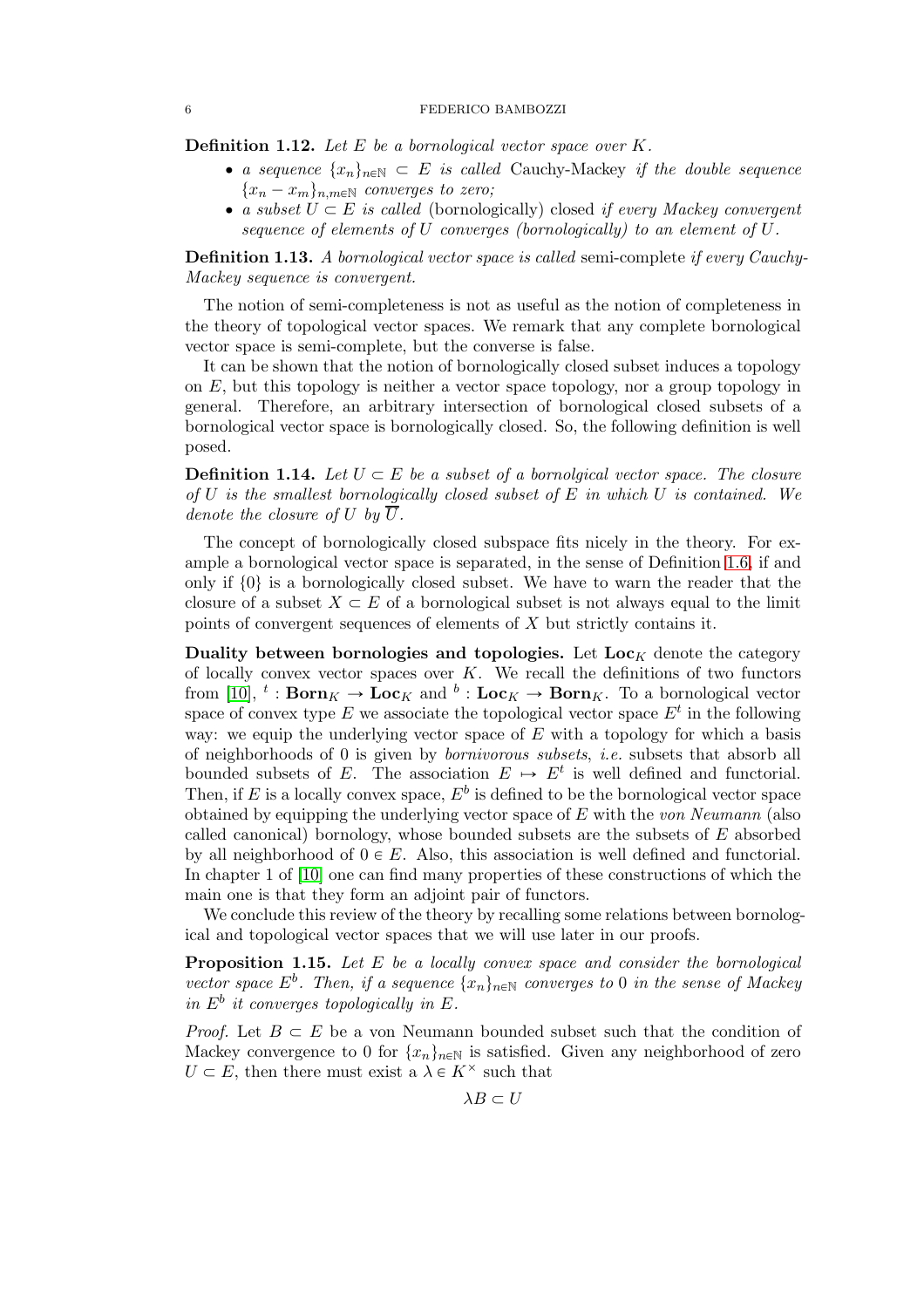**Definition 1.12.** *Let $E$ be a bornological vector space over $K$.*

- *a sequence $\{x_n\}_{n \in \mathbb{N}} \subset E$ is called* Cauchy-Mackey *if the double sequence $\{x_n - x_m\}_{n,m \in \mathbb{N}}$ converges to zero;*
- *a subset $U \subset E$ is called* (bornologically) closed *if every Mackey convergent sequence of elements of $U$ converges (bornologically) to an element of $U$.*

**Definition 1.13.** *A bornological vector space is called* semi-complete *if every Cauchy-Mackey sequence is convergent.*

The notion of semi-completeness is not as useful as the notion of completeness in the theory of topological vector spaces. We remark that any complete bornological vector space is semi-complete, but the converse is false.

It can be shown that the notion of bornologically closed subset induces a topology on $E$, but this topology is neither a vector space topology, nor a group topology in general. Therefore, an arbitrary intersection of bornological closed subsets of a bornological vector space is bornologically closed. So, the following definition is well posed.

**Definition 1.14.** *Let $U \subset E$ be a subset of a bornolgical vector space. The closure of $U$ is the smallest bornologically closed subset of $E$ in which $U$ is contained. We denote the closure of $U$ by $\overline{U}$.*

The concept of bornologically closed subspace fits nicely in the theory. For example a bornological vector space is separated, in the sense of Definition 1.6, if and only if $\{0\}$ is a bornologically closed subset. We have to warn the reader that the closure of a subset $X \subset E$ of a bornological subset is not always equal to the limit points of convergent sequences of elements of $X$ but strictly contains it.

**Duality between bornologies and topologies.** Let $\mathbf{Loc}_K$ denote the category of locally convex vector spaces over $K$. We recall the definitions of two functors from [10], ${}^t : \mathbf{Born}_K \to \mathbf{Loc}_K$ and ${}^b : \mathbf{Loc}_K \to \mathbf{Born}_K$. To a bornological vector space of convex type $E$ we associate the topological vector space $E^t$ in the following way: we equip the underlying vector space of $E$ with a topology for which a basis of neighborhoods of 0 is given by *bornivorous subsets*, *i.e.* subsets that absorb all bounded subsets of $E$. The association $E \mapsto E^t$ is well defined and functorial. Then, if $E$ is a locally convex space, $E^b$ is defined to be the bornological vector space obtained by equipping the underlying vector space of $E$ with the *von Neumann* (also called canonical) bornology, whose bounded subsets are the subsets of $E$ absorbed by all neighborhood of $0 \in E$. Also, this association is well defined and functorial. In chapter 1 of [10] one can find many properties of these constructions of which the main one is that they form an adjoint pair of functors.

We conclude this review of the theory by recalling some relations between bornological and topological vector spaces that we will use later in our proofs.

**Proposition 1.15.** *Let $E$ be a locally convex space and consider the bornological vector space $E^b$. Then, if a sequence $\{x_n\}_{n \in \mathbb{N}}$ converges to 0 in the sense of Mackey in $E^b$ it converges topologically in $E$.*

*Proof.* Let $B \subset E$ be a von Neumann bounded subset such that the condition of Mackey convergence to 0 for $\{x_n\}_{n \in \mathbb{N}}$ is satisfied. Given any neighborhood of zero $U \subset E$, then there must exist a $\lambda \in K^\times$ such that

$$\lambda B \subset U$$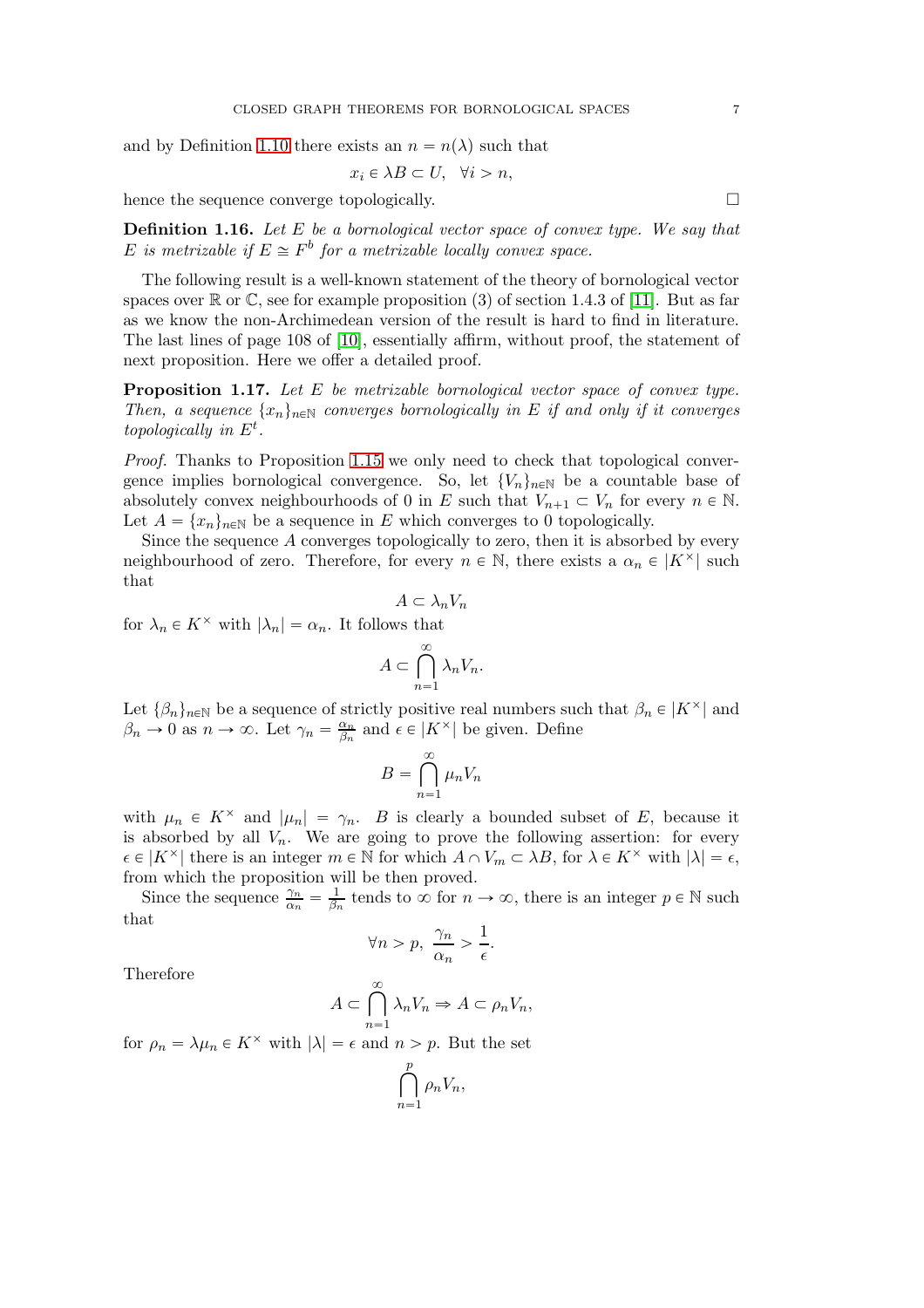and by Definition 1.10 there exists an $n = n(\lambda)$ such that

$$x_i \in \lambda B \subset U, \quad \forall i > n,$$

hence the sequence converge topologically. $\square$

**Definition 1.16.** *Let $E$ be a bornological vector space of convex type. We say that $E$ is metrizable if $E \cong F^b$ for a metrizable locally convex space.*

The following result is a well-known statement of the theory of bornological vector spaces over $\mathbb{R}$ or $\mathbb{C}$, see for example proposition (3) of section 1.4.3 of [11]. But as far as we know the non-Archimedean version of the result is hard to find in literature. The last lines of page 108 of [10], essentially affirm, without proof, the statement of next proposition. Here we offer a detailed proof.

**Proposition 1.17.** *Let $E$ be metrizable bornological vector space of convex type. Then, a sequence $\{x_n\}_{n\in\mathbb{N}}$ converges bornologically in $E$ if and only if it converges topologically in $E^t$.*

*Proof.* Thanks to Proposition 1.15 we only need to check that topological convergence implies bornological convergence. So, let $\{V_n\}_{n\in\mathbb{N}}$ be a countable base of absolutely convex neighbourhoods of 0 in $E$ such that $V_{n+1} \subset V_n$ for every $n \in \mathbb{N}$. Let $A = \{x_n\}_{n\in\mathbb{N}}$ be a sequence in $E$ which converges to 0 topologically.

Since the sequence $A$ converges topologically to zero, then it is absorbed by every neighbourhood of zero. Therefore, for every $n \in \mathbb{N}$, there exists a $\alpha_n \in |K^\times|$ such that

$$A \subset \lambda_n V_n$$

for $\lambda_n \in K^\times$ with $|\lambda_n| = \alpha_n$. It follows that

$$A \subset \bigcap_{n=1}^{\infty} \lambda_n V_n.$$

Let $\{\beta_n\}_{n\in\mathbb{N}}$ be a sequence of strictly positive real numbers such that $\beta_n \in |K^\times|$ and $\beta_n \to 0$ as $n \to \infty$. Let $\gamma_n = \frac{\alpha_n}{\beta_n}$ and $\epsilon \in |K^\times|$ be given. Define

$$B = \bigcap_{n=1}^{\infty} \mu_n V_n$$

with $\mu_n \in K^\times$ and $|\mu_n| = \gamma_n$. $B$ is clearly a bounded subset of $E$, because it is absorbed by all $V_n$. We are going to prove the following assertion: for every $\epsilon \in |K^\times|$ there is an integer $m \in \mathbb{N}$ for which $A \cap V_m \subset \lambda B$, for $\lambda \in K^\times$ with $|\lambda| = \epsilon$, from which the proposition will be then proved.

Since the sequence $\frac{\gamma_n}{\alpha_n} = \frac{1}{\beta_n}$ tends to $\infty$ for $n \to \infty$, there is an integer $p \in \mathbb{N}$ such that

$$\forall n > p, \ \frac{\gamma_n}{\alpha_n} > \frac{1}{\epsilon}.$$

Therefore

$$A \subset \bigcap_{n=1}^{\infty} \lambda_n V_n \Rightarrow A \subset \rho_n V_n,$$

for $\rho_n = \lambda \mu_n \in K^\times$ with $|\lambda| = \epsilon$ and $n > p$. But the set

$$\bigcap_{n=1}^{p} \rho_n V_n,$$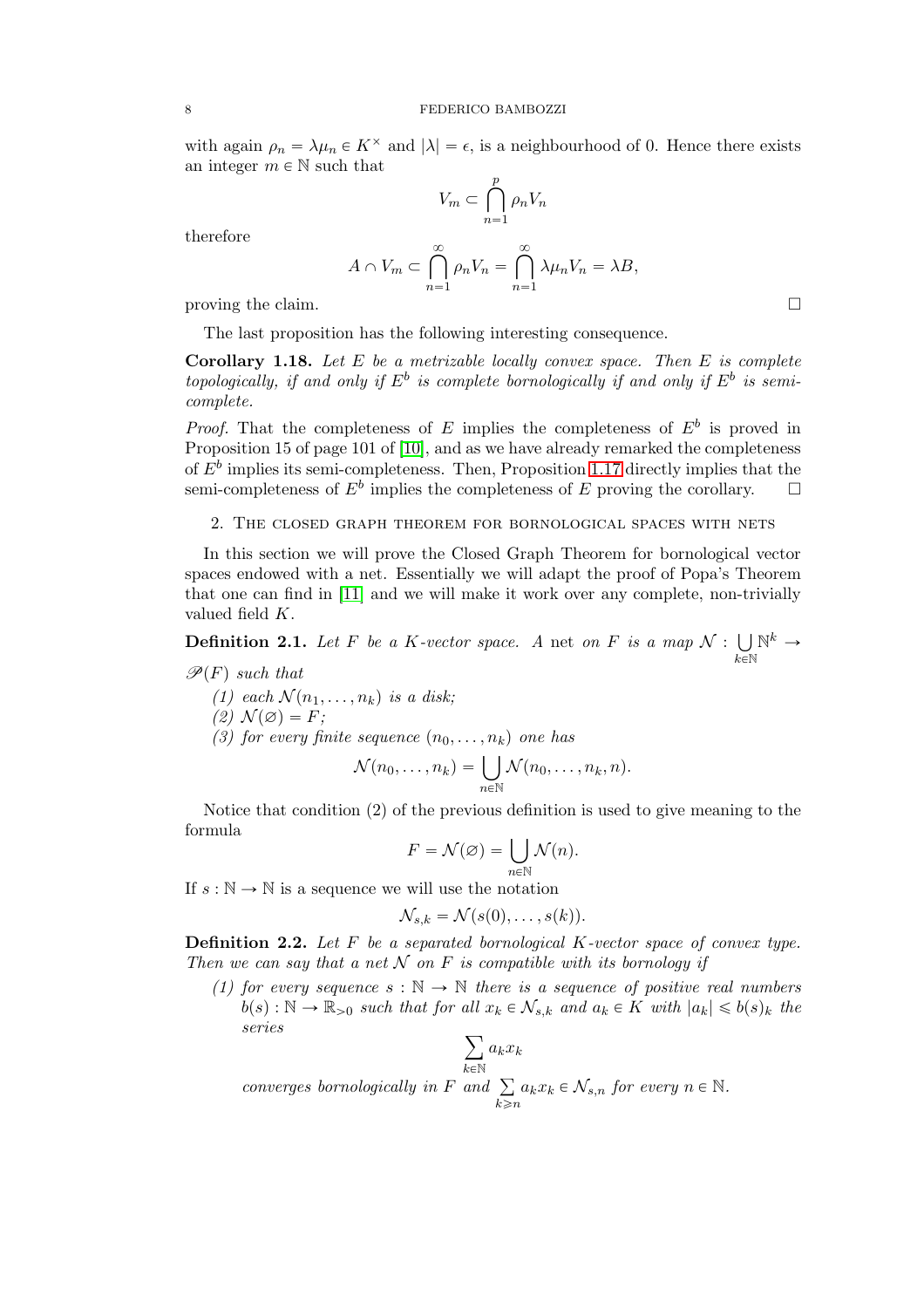with again $\rho_n = \lambda \mu_n \in K^\times$ and $|\lambda| = \epsilon$, is a neighbourhood of 0. Hence there exists an integer $m \in \mathbb{N}$ such that

$$V_m \subset \bigcap_{n=1}^{p} \rho_n V_n$$

therefore

$$A \cap V_m \subset \bigcap_{n=1}^{\infty} \rho_n V_n = \bigcap_{n=1}^{\infty} \lambda \mu_n V_n = \lambda B,$$

proving the claim. □

The last proposition has the following interesting consequence.

**Corollary 1.18.** *Let $E$ be a metrizable locally convex space. Then $E$ is complete topologically, if and only if $E^b$ is complete bornologically if and only if $E^b$ is semi-complete.*

*Proof.* That the completeness of $E$ implies the completeness of $E^b$ is proved in Proposition 15 of page 101 of [10], and as we have already remarked the completeness of $E^b$ implies its semi-completeness. Then, Proposition 1.17 directly implies that the semi-completeness of $E^b$ implies the completeness of $E$ proving the corollary. □

## 2. The closed graph theorem for bornological spaces with nets

In this section we will prove the Closed Graph Theorem for bornological vector spaces endowed with a net. Essentially we will adapt the proof of Popa's Theorem that one can find in [11] and we will make it work over any complete, non-trivially valued field $K$.

**Definition 2.1.** *Let $F$ be a $K$-vector space. A* net *on $F$ is a map $\mathcal{N} : \bigcup_{k \in \mathbb{N}} \mathbb{N}^k \to \mathscr{P}(F)$ such that*

*(1) each $\mathcal{N}(n_1, \ldots, n_k)$ is a disk;*
*(2) $\mathcal{N}(\varnothing) = F$;*
*(3) for every finite sequence $(n_0, \ldots, n_k)$ one has*

$$\mathcal{N}(n_0, \ldots, n_k) = \bigcup_{n \in \mathbb{N}} \mathcal{N}(n_0, \ldots, n_k, n).$$

Notice that condition (2) of the previous definition is used to give meaning to the formula

$$F = \mathcal{N}(\varnothing) = \bigcup_{n \in \mathbb{N}} \mathcal{N}(n).$$

If $s : \mathbb{N} \to \mathbb{N}$ is a sequence we will use the notation

$$\mathcal{N}_{s,k} = \mathcal{N}(s(0), \ldots, s(k)).$$

**Definition 2.2.** *Let $F$ be a separated bornological $K$-vector space of convex type. Then we can say that a net $\mathcal{N}$ on $F$ is compatible with its bornology if*

*(1) for every sequence $s : \mathbb{N} \to \mathbb{N}$ there is a sequence of positive real numbers $b(s) : \mathbb{N} \to \mathbb{R}_{>0}$ such that for all $x_k \in \mathcal{N}_{s,k}$ and $a_k \in K$ with $|a_k| \leqslant b(s)_k$ the series*

$$\sum_{k \in \mathbb{N}} a_k x_k$$

*converges bornologically in $F$ and $\sum_{k \geqslant n} a_k x_k \in \mathcal{N}_{s,n}$ for every $n \in \mathbb{N}$.*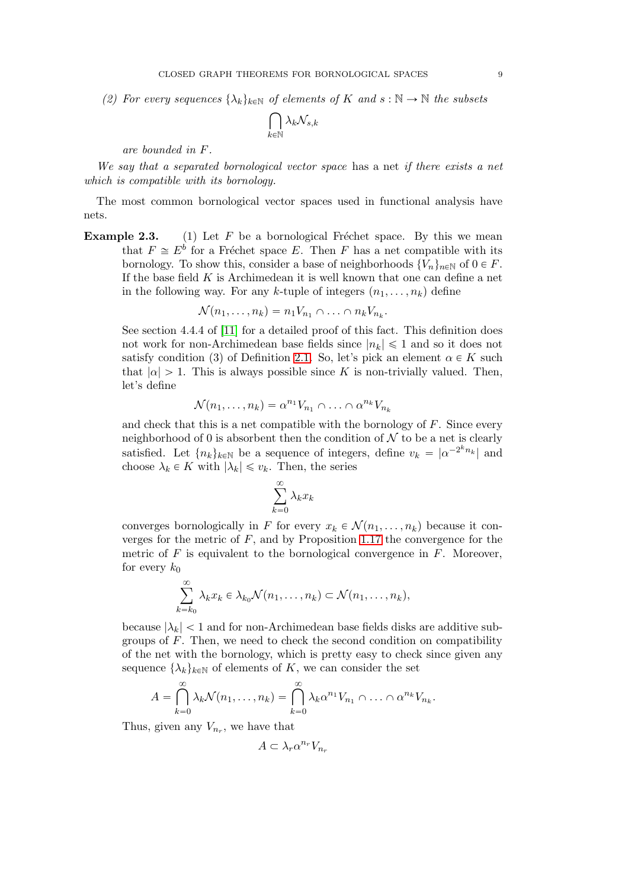*(2) For every sequences $\{\lambda_k\}_{k \in \mathbb{N}}$ of elements of $K$ and $s : \mathbb{N} \to \mathbb{N}$ the subsets*

$$\bigcap_{k \in \mathbb{N}} \lambda_k \mathcal{N}_{s,k}$$

*are bounded in $F$.*

*We say that a separated bornological vector space* has a net *if there exists a net which is compatible with its bornology.*

The most common bornological vector spaces used in functional analysis have nets.

**Example 2.3.** (1) Let $F$ be a bornological Fréchet space. By this we mean that $F \cong E^b$ for a Fréchet space $E$. Then $F$ has a net compatible with its bornology. To show this, consider a base of neighborhoods $\{V_n\}_{n \in \mathbb{N}}$ of $0 \in F$. If the base field $K$ is Archimedean it is well known that one can define a net in the following way. For any $k$-tuple of integers $(n_1, \ldots, n_k)$ define

$$\mathcal{N}(n_1, \ldots, n_k) = n_1 V_{n_1} \cap \ldots \cap n_k V_{n_k}.$$

See section 4.4.4 of [11] for a detailed proof of this fact. This definition does not work for non-Archimedean base fields since $|n_k| \leqslant 1$ and so it does not satisfy condition (3) of Definition 2.1. So, let's pick an element $\alpha \in K$ such that $|\alpha| > 1$. This is always possible since $K$ is non-trivially valued. Then, let's define

$$\mathcal{N}(n_1, \ldots, n_k) = \alpha^{n_1} V_{n_1} \cap \ldots \cap \alpha^{n_k} V_{n_k}$$

and check that this is a net compatible with the bornology of $F$. Since every neighborhood of 0 is absorbent then the condition of $\mathcal{N}$ to be a net is clearly satisfied. Let $\{n_k\}_{k \in \mathbb{N}}$ be a sequence of integers, define $v_k = |\alpha^{-2^k n_k}|$ and choose $\lambda_k \in K$ with $|\lambda_k| \leqslant v_k$. Then, the series

$$\sum_{k=0}^{\infty} \lambda_k x_k$$

converges bornologically in $F$ for every $x_k \in \mathcal{N}(n_1, \ldots, n_k)$ because it converges for the metric of $F$, and by Proposition 1.17 the convergence for the metric of $F$ is equivalent to the bornological convergence in $F$. Moreover, for every $k_0$

$$\sum_{k=k_0}^{\infty} \lambda_k x_k \in \lambda_{k_0} \mathcal{N}(n_1, \ldots, n_k) \subset \mathcal{N}(n_1, \ldots, n_k),$$

because $|\lambda_k| < 1$ and for non-Archimedean base fields disks are additive subgroups of $F$. Then, we need to check the second condition on compatibility of the net with the bornology, which is pretty easy to check since given any sequence $\{\lambda_k\}_{k \in \mathbb{N}}$ of elements of $K$, we can consider the set

$$A = \bigcap_{k=0}^{\infty} \lambda_k \mathcal{N}(n_1, \ldots, n_k) = \bigcap_{k=0}^{\infty} \lambda_k \alpha^{n_1} V_{n_1} \cap \ldots \cap \alpha^{n_k} V_{n_k}.$$

Thus, given any $V_{n_r}$, we have that

$$A \subset \lambda_r \alpha^{n_r} V_{n_r}$$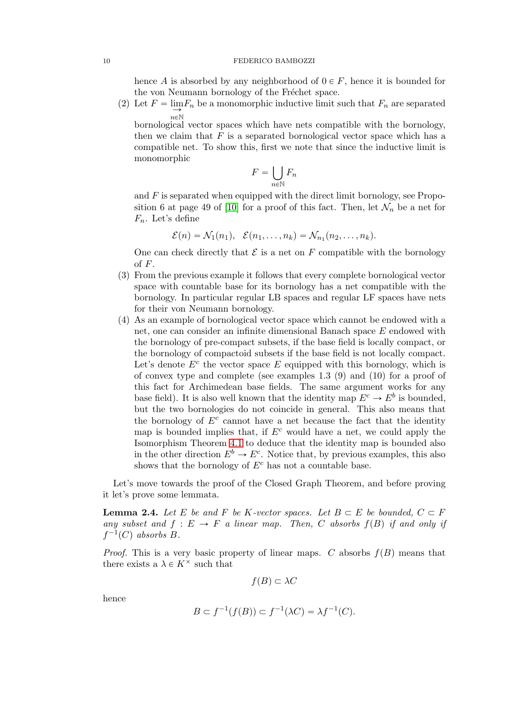hence $A$ is absorbed by any neighborhood of $0 \in F$, hence it is bounded for the von Neumann bornology of the Fréchet space.

(2) Let $F = \varinjlim_{n \in \mathbb{N}} F_n$ be a monomorphic inductive limit such that $F_n$ are separated bornological vector spaces which have nets compatible with the bornology, then we claim that $F$ is a separated bornological vector space which has a compatible net. To show this, first we note that since the inductive limit is monomorphic

$$F = \bigcup_{n \in \mathbb{N}} F_n$$

and $F$ is separated when equipped with the direct limit bornology, see Proposition 6 at page 49 of [10] for a proof of this fact. Then, let $\mathcal{N}_n$ be a net for $F_n$. Let's define

$$\mathcal{E}(n) = \mathcal{N}_1(n_1), \quad \mathcal{E}(n_1, \ldots, n_k) = \mathcal{N}_{n_1}(n_2, \ldots, n_k).$$

One can check directly that $\mathcal{E}$ is a net on $F$ compatible with the bornology of $F$.

(3) From the previous example it follows that every complete bornological vector space with countable base for its bornology has a net compatible with the bornology. In particular regular LB spaces and regular LF spaces have nets for their von Neumann bornology.

(4) As an example of bornological vector space which cannot be endowed with a net, one can consider an infinite dimensional Banach space $E$ endowed with the bornology of pre-compact subsets, if the base field is locally compact, or the bornology of compactoid subsets if the base field is not locally compact. Let's denote $E^c$ the vector space $E$ equipped with this bornology, which is of convex type and complete (see examples 1.3 (9) and (10) for a proof of this fact for Archimedean base fields. The same argument works for any base field). It is also well known that the identity map $E^c \to E^b$ is bounded, but the two bornologies do not coincide in general. This also means that the bornology of $E^c$ cannot have a net because the fact that the identity map is bounded implies that, if $E^c$ would have a net, we could apply the Isomorphism Theorem 4.1 to deduce that the identity map is bounded also in the other direction $E^b \to E^c$. Notice that, by previous examples, this also shows that the bornology of $E^c$ has not a countable base.

Let's move towards the proof of the Closed Graph Theorem, and before proving it let's prove some lemmata.

**Lemma 2.4.** *Let $E$ be and $F$ be $K$-vector spaces. Let $B \subset E$ be bounded, $C \subset F$ any subset and $f : E \to F$ a linear map. Then, $C$ absorbs $f(B)$ if and only if $f^{-1}(C)$ absorbs $B$.*

*Proof.* This is a very basic property of linear maps. $C$ absorbs $f(B)$ means that there exists a $\lambda \in K^\times$ such that

$$f(B) \subset \lambda C$$

hence

$$B \subset f^{-1}(f(B)) \subset f^{-1}(\lambda C) = \lambda f^{-1}(C).$$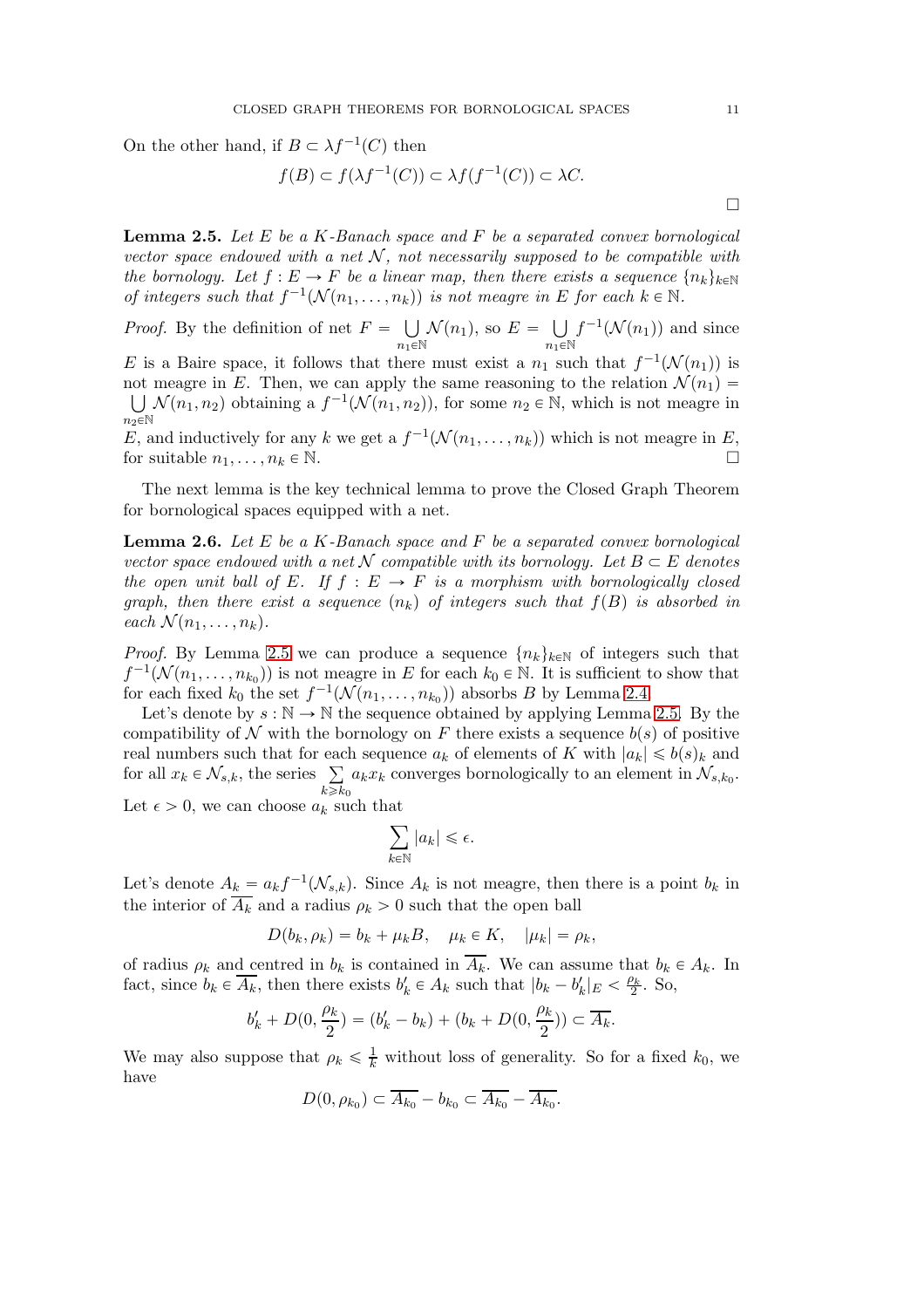On the other hand, if $B \subset \lambda f^{-1}(C)$ then

$$f(B) \subset f(\lambda f^{-1}(C)) \subset \lambda f(f^{-1}(C)) \subset \lambda C.$$

□

**Lemma 2.5.** *Let $E$ be a $K$-Banach space and $F$ be a separated convex bornological vector space endowed with a net $\mathcal{N}$, not necessarily supposed to be compatible with the bornology. Let $f : E \to F$ be a linear map, then there exists a sequence $\{n_k\}_{k \in \mathbb{N}}$ of integers such that $f^{-1}(\mathcal{N}(n_1, \ldots, n_k))$ is not meagre in $E$ for each $k \in \mathbb{N}$.*

*Proof.* By the definition of net $F = \bigcup_{n_1 \in \mathbb{N}} \mathcal{N}(n_1)$, so $E = \bigcup_{n_1 \in \mathbb{N}} f^{-1}(\mathcal{N}(n_1))$ and since $E$ is a Baire space, it follows that there must exist a $n_1$ such that $f^{-1}(\mathcal{N}(n_1))$ is not meagre in $E$. Then, we can apply the same reasoning to the relation $\mathcal{N}(n_1) = \bigcup_{n_2 \in \mathbb{N}} \mathcal{N}(n_1, n_2)$ obtaining a $f^{-1}(\mathcal{N}(n_1, n_2))$, for some $n_2 \in \mathbb{N}$, which is not meagre in $E$, and inductively for any $k$ we get a $f^{-1}(\mathcal{N}(n_1, \ldots, n_k))$ which is not meagre in $E$, for suitable $n_1, \ldots, n_k \in \mathbb{N}$. □

The next lemma is the key technical lemma to prove the Closed Graph Theorem for bornological spaces equipped with a net.

**Lemma 2.6.** *Let $E$ be a $K$-Banach space and $F$ be a separated convex bornological vector space endowed with a net $\mathcal{N}$ compatible with its bornology. Let $B \subset E$ denotes the open unit ball of $E$. If $f : E \to F$ is a morphism with bornologically closed graph, then there exist a sequence $(n_k)$ of integers such that $f(B)$ is absorbed in each $\mathcal{N}(n_1, \ldots, n_k)$.*

*Proof.* By Lemma 2.5 we can produce a sequence $\{n_k\}_{k \in \mathbb{N}}$ of integers such that $f^{-1}(\mathcal{N}(n_1, \ldots, n_{k_0}))$ is not meagre in $E$ for each $k_0 \in \mathbb{N}$. It is sufficient to show that for each fixed $k_0$ the set $f^{-1}(\mathcal{N}(n_1, \ldots, n_{k_0}))$ absorbs $B$ by Lemma 2.4.

Let's denote by $s : \mathbb{N} \to \mathbb{N}$ the sequence obtained by applying Lemma 2.5. By the compatibility of $\mathcal{N}$ with the bornology on $F$ there exists a sequence $b(s)$ of positive real numbers such that for each sequence $a_k$ of elements of $K$ with $|a_k| \leqslant b(s)_k$ and for all $x_k \in \mathcal{N}_{s,k}$, the series $\sum_{k \geqslant k_0} a_k x_k$ converges bornologically to an element in $\mathcal{N}_{s,k_0}$.

Let $\epsilon > 0$, we can choose $a_k$ such that

$$\sum_{k \in \mathbb{N}} |a_k| \leqslant \epsilon.$$

Let's denote $A_k = a_k f^{-1}(\mathcal{N}_{s,k})$. Since $A_k$ is not meagre, then there is a point $b_k$ in the interior of $\overline{A_k}$ and a radius $\rho_k > 0$ such that the open ball

$$D(b_k, \rho_k) = b_k + \mu_k B, \quad \mu_k \in K, \quad |\mu_k| = \rho_k,$$

of radius $\rho_k$ and centred in $b_k$ is contained in $\overline{A_k}$. We can assume that $b_k \in A_k$. In fact, since $b_k \in \overline{A_k}$, then there exists $b_k' \in A_k$ such that $|b_k - b_k'|_E < \frac{\rho_k}{2}$. So,

$$b_k' + D(0, \frac{\rho_k}{2}) = (b_k' - b_k) + (b_k + D(0, \frac{\rho_k}{2})) \subset \overline{A_k}.$$

We may also suppose that $\rho_k \leqslant \frac{1}{k}$ without loss of generality. So for a fixed $k_0$, we have

$$D(0, \rho_{k_0}) \subset \overline{A_{k_0}} - b_{k_0} \subset \overline{A_{k_0}} - \overline{A_{k_0}}.$$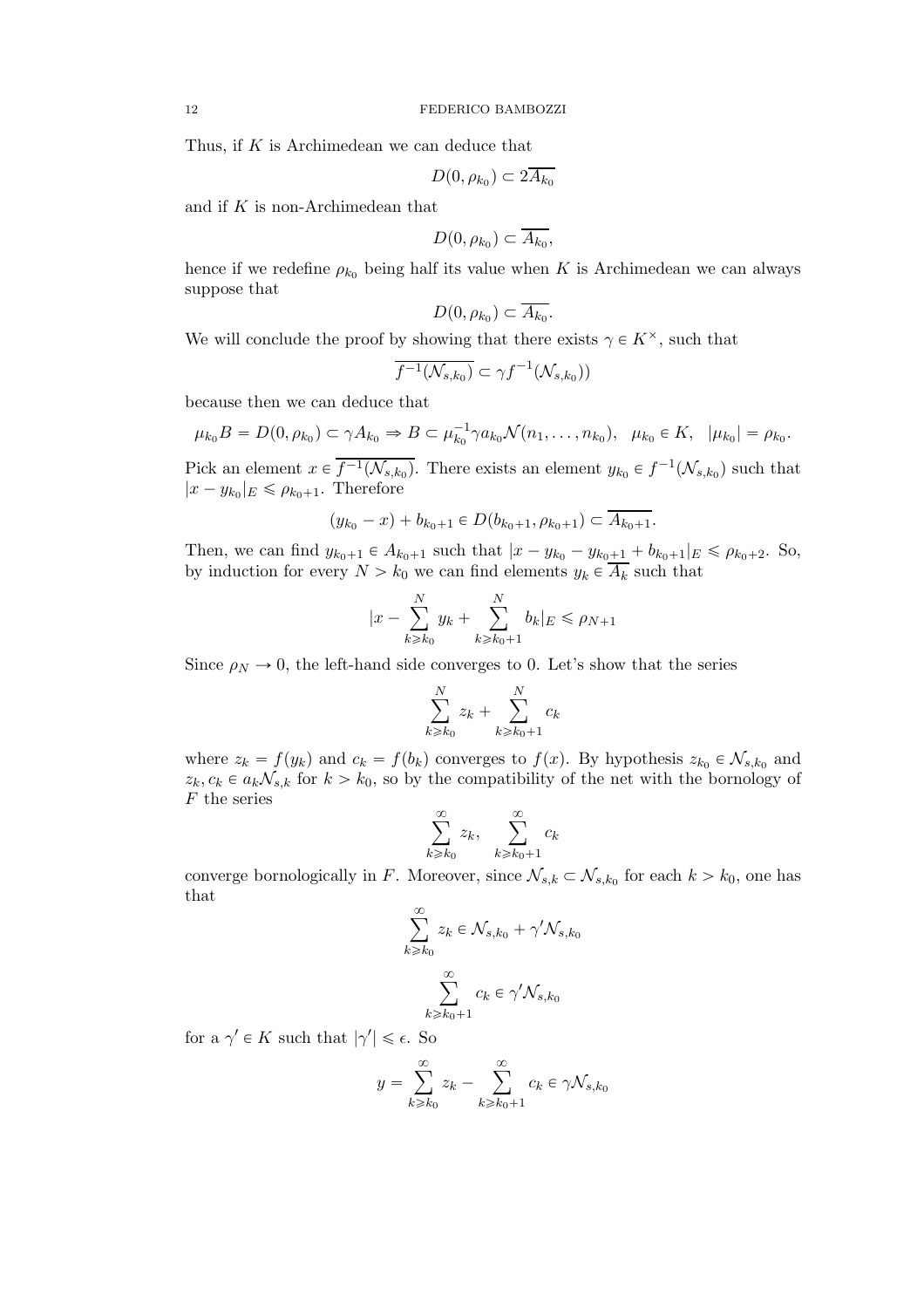Thus, if $K$ is Archimedean we can deduce that

$$D(0, \rho_{k_0}) \subset 2\overline{A_{k_0}}$$

and if $K$ is non-Archimedean that

$$D(0, \rho_{k_0}) \subset \overline{A_{k_0}},$$

hence if we redefine $\rho_{k_0}$ being half its value when $K$ is Archimedean we can always suppose that

$$D(0, \rho_{k_0}) \subset \overline{A_{k_0}}.$$

We will conclude the proof by showing that there exists $\gamma \in K^\times$, such that

$$\overline{f^{-1}(\mathcal{N}_{s,k_0})} \subset \gamma f^{-1}(\mathcal{N}_{s,k_0}))$$

because then we can deduce that

$$\mu_{k_0} B = D(0, \rho_{k_0}) \subset \gamma A_{k_0} \Rightarrow B \subset \mu_{k_0}^{-1} \gamma a_{k_0} \mathcal{N}(n_1, \ldots, n_{k_0}), \quad \mu_{k_0} \in K, \quad |\mu_{k_0}| = \rho_{k_0}.$$

Pick an element $x \in \overline{f^{-1}(\mathcal{N}_{s,k_0})}$. There exists an element $y_{k_0} \in f^{-1}(\mathcal{N}_{s,k_0})$ such that $|x - y_{k_0}|_E \leqslant \rho_{k_0+1}$. Therefore

$$(y_{k_0} - x) + b_{k_0+1} \in D(b_{k_0+1}, \rho_{k_0+1}) \subset \overline{A_{k_0+1}}.$$

Then, we can find $y_{k_0+1} \in A_{k_0+1}$ such that $|x - y_{k_0} - y_{k_0+1} + b_{k_0+1}|_E \leqslant \rho_{k_0+2}$. So, by induction for every $N > k_0$ we can find elements $y_k \in \overline{A_k}$ such that

$$|x - \sum_{k \geqslant k_0}^{N} y_k + \sum_{k \geqslant k_0+1}^{N} b_k|_E \leqslant \rho_{N+1}$$

Since $\rho_N \to 0$, the left-hand side converges to 0. Let's show that the series

$$\sum_{k \geqslant k_0}^{N} z_k + \sum_{k \geqslant k_0+1}^{N} c_k$$

where $z_k = f(y_k)$ and $c_k = f(b_k)$ converges to $f(x)$. By hypothesis $z_{k_0} \in \mathcal{N}_{s,k_0}$ and $z_k, c_k \in a_k \mathcal{N}_{s,k}$ for $k > k_0$, so by the compatibility of the net with the bornology of $F$ the series

$$\sum_{k \geqslant k_0}^{\infty} z_k, \quad \sum_{k \geqslant k_0+1}^{\infty} c_k$$

converge bornologically in $F$. Moreover, since $\mathcal{N}_{s,k} \subset \mathcal{N}_{s,k_0}$ for each $k > k_0$, one has that

$$\sum_{k \geqslant k_0}^{\infty} z_k \in \mathcal{N}_{s,k_0} + \gamma' \mathcal{N}_{s,k_0}$$

$$\sum_{k \geqslant k_0+1}^{\infty} c_k \in \gamma' \mathcal{N}_{s,k_0}$$

for a $\gamma' \in K$ such that $|\gamma'| \leqslant \epsilon$. So

$$y = \sum_{k \geqslant k_0}^{\infty} z_k - \sum_{k \geqslant k_0+1}^{\infty} c_k \in \gamma \mathcal{N}_{s,k_0}$$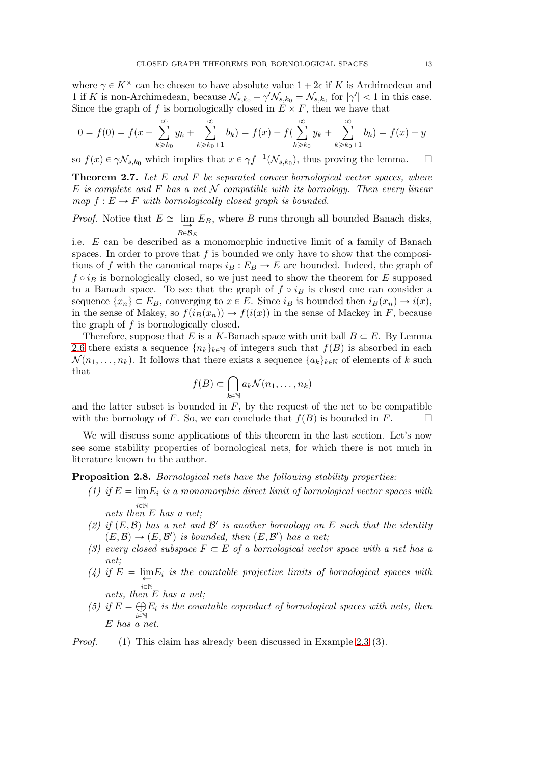where $\gamma \in K^\times$ can be chosen to have absolute value $1 + 2\epsilon$ if $K$ is Archimedean and 1 if $K$ is non-Archimedean, because $\mathcal{N}_{s,k_0} + \gamma' \mathcal{N}_{s,k_0} = \mathcal{N}_{s,k_0}$ for $|\gamma'| < 1$ in this case. Since the graph of $f$ is bornologically closed in $E \times F$, then we have that

$$0 = f(0) = f(x - \sum_{k \geqslant k_0}^{\infty} y_k + \sum_{k \geqslant k_0 + 1}^{\infty} b_k) = f(x) - f(\sum_{k \geqslant k_0}^{\infty} y_k + \sum_{k \geqslant k_0+1}^{\infty} b_k) = f(x) - y$$

so $f(x) \in \gamma \mathcal{N}_{s,k_0}$ which implies that $x \in \gamma f^{-1}(\mathcal{N}_{s,k_0})$, thus proving the lemma. $\square$

**Theorem 2.7.** *Let $E$ and $F$ be separated convex bornological vector spaces, where $E$ is complete and $F$ has a net $\mathcal{N}$ compatible with its bornology. Then every linear map $f : E \to F$ with bornologically closed graph is bounded.*

*Proof.* Notice that $E \cong \underset{B \in \mathcal{B}_E}{\varinjlim} E_B$, where $B$ runs through all bounded Banach disks, i.e. $E$ can be described as a monomorphic inductive limit of a family of Banach spaces. In order to prove that $f$ is bounded we only have to show that the compositions of $f$ with the canonical maps $i_B : E_B \to E$ are bounded. Indeed, the graph of $f \circ i_B$ is bornologically closed, so we just need to show the theorem for $E$ supposed to a Banach space. To see that the graph of $f \circ i_B$ is closed one can consider a sequence $\{x_n\} \subset E_B$, converging to $x \in E$. Since $i_B$ is bounded then $i_B(x_n) \to i(x)$, in the sense of Makey, so $f(i_B(x_n)) \to f(i(x))$ in the sense of Mackey in $F$, because the graph of $f$ is bornologically closed.

Therefore, suppose that $E$ is a $K$-Banach space with unit ball $B \subset E$. By Lemma 2.6 there exists a sequence $\{n_k\}_{k \in \mathbb{N}}$ of integers such that $f(B)$ is absorbed in each $\mathcal{N}(n_1, \ldots, n_k)$. It follows that there exists a sequence $\{a_k\}_{k \in \mathbb{N}}$ of elements of $k$ such that

$$f(B) \subset \bigcap_{k \in \mathbb{N}} a_k \mathcal{N}(n_1, \ldots, n_k)$$

and the latter subset is bounded in $F$, by the request of the net to be compatible with the bornology of $F$. So, we can conclude that $f(B)$ is bounded in $F$. $\square$

We will discuss some applications of this theorem in the last section. Let's now see some stability properties of bornological nets, for which there is not much in literature known to the author.

**Proposition 2.8.** *Bornological nets have the following stability properties:*

*(1) if $E = \underset{i \in \mathbb{N}}{\varinjlim} E_i$ is a monomorphic direct limit of bornological vector spaces with nets then $E$ has a net;*

*(2) if $(E, \mathcal{B})$ has a net and $\mathcal{B}'$ is another bornology on $E$ such that the identity $(E, \mathcal{B}) \to (E, \mathcal{B}')$ is bounded, then $(E, \mathcal{B}')$ has a net;*

*(3) every closed subspace $F \subset E$ of a bornological vector space with a net has a net;*

*(4) if $E = \underset{i \in \mathbb{N}}{\varprojlim} E_i$ is the countable projective limits of bornological spaces with nets, then $E$ has a net;*

*(5) if $E = \bigoplus_{i \in \mathbb{N}} E_i$ is the countable coproduct of bornological spaces with nets, then $E$ has a net.*

*Proof.* (1) This claim has already been discussed in Example 2.3 (3).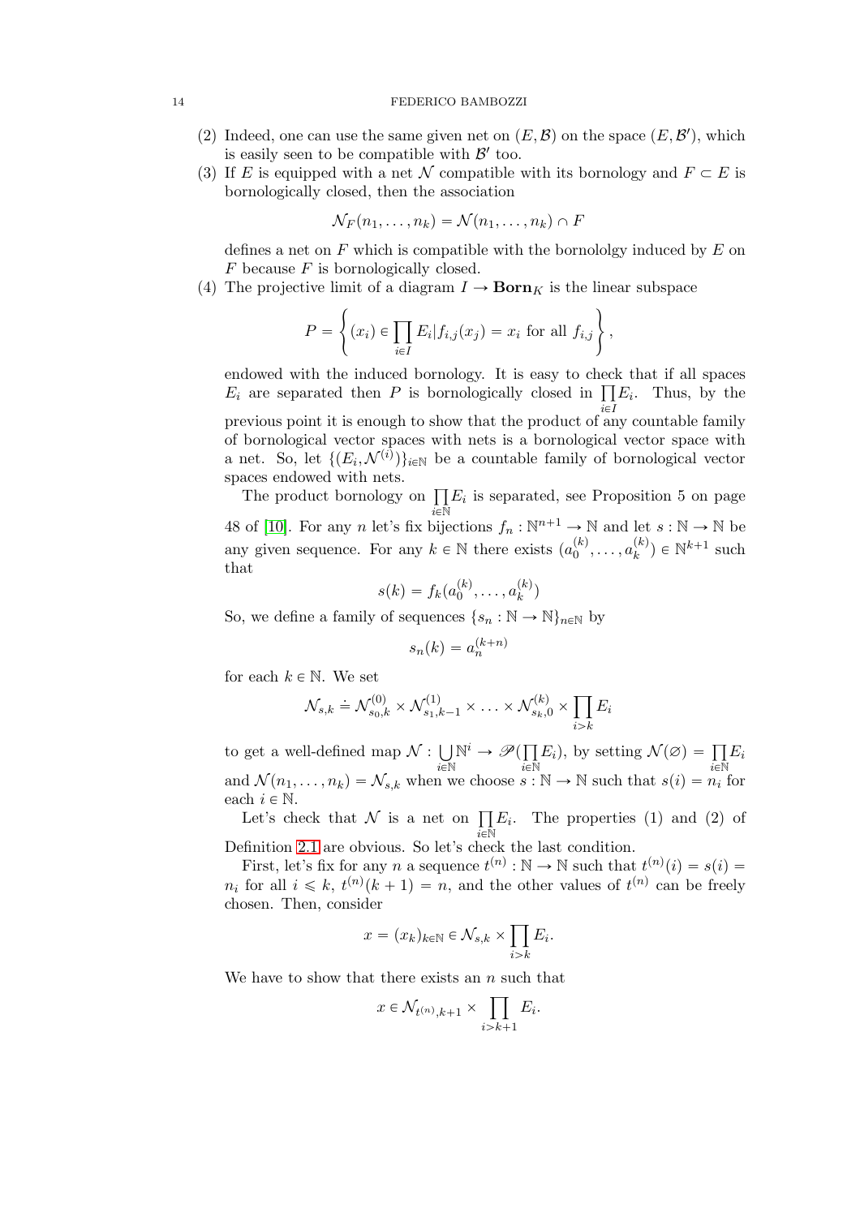(2) Indeed, one can use the same given net on $(E, \mathcal{B})$ on the space $(E, \mathcal{B}')$, which is easily seen to be compatible with $\mathcal{B}'$ too.

(3) If $E$ is equipped with a net $\mathcal{N}$ compatible with its bornology and $F \subset E$ is bornologically closed, then the association

$$\mathcal{N}_F(n_1, \ldots, n_k) = \mathcal{N}(n_1, \ldots, n_k) \cap F$$

defines a net on $F$ which is compatible with the bornololgy induced by $E$ on $F$ because $F$ is bornologically closed.

(4) The projective limit of a diagram $I \to \mathbf{Born}_K$ is the linear subspace

$$P = \left\{ (x_i) \in \prod_{i \in I} E_i | f_{i,j}(x_j) = x_i \text{ for all } f_{i,j} \right\},$$

endowed with the induced bornology. It is easy to check that if all spaces $E_i$ are separated then $P$ is bornologically closed in $\prod_{i \in I} E_i$. Thus, by the previous point it is enough to show that the product of any countable family of bornological vector spaces with nets is a bornological vector space with a net. So, let $\{(E_i, \mathcal{N}^{(i)})\}_{i \in \mathbb{N}}$ be a countable family of bornological vector spaces endowed with nets.

The product bornology on $\prod_{i \in \mathbb{N}} E_i$ is separated, see Proposition 5 on page 48 of [10]. For any $n$ let's fix bijections $f_n : \mathbb{N}^{n+1} \to \mathbb{N}$ and let $s : \mathbb{N} \to \mathbb{N}$ be any given sequence. For any $k \in \mathbb{N}$ there exists $(a_0^{(k)}, \ldots, a_k^{(k)}) \in \mathbb{N}^{k+1}$ such that

$$s(k) = f_k(a_0^{(k)}, \ldots, a_k^{(k)})$$

So, we define a family of sequences $\{s_n : \mathbb{N} \to \mathbb{N}\}_{n \in \mathbb{N}}$ by

$$s_n(k) = a_n^{(k+n)}$$

for each $k \in \mathbb{N}$. We set

$$\mathcal{N}_{s,k} \doteq \mathcal{N}^{(0)}_{s_0,k} \times \mathcal{N}^{(1)}_{s_1,k-1} \times \ldots \times \mathcal{N}^{(k)}_{s_k,0} \times \prod_{i > k} E_i$$

to get a well-defined map $\mathcal{N} : \bigcup_{i \in \mathbb{N}} \mathbb{N}^i \to \mathscr{P}(\prod_{i \in \mathbb{N}} E_i)$, by setting $\mathcal{N}(\varnothing) = \prod_{i \in \mathbb{N}} E_i$ and $\mathcal{N}(n_1, \ldots, n_k) = \mathcal{N}_{s,k}$ when we choose $s : \mathbb{N} \to \mathbb{N}$ such that $s(i) = n_i$ for each $i \in \mathbb{N}$.

Let's check that $\mathcal{N}$ is a net on $\prod_{i \in \mathbb{N}} E_i$. The properties (1) and (2) of Definition 2.1 are obvious. So let's check the last condition.

First, let's fix for any $n$ a sequence $t^{(n)} : \mathbb{N} \to \mathbb{N}$ such that $t^{(n)}(i) = s(i) = n_i$ for all $i \leqslant k$, $t^{(n)}(k+1) = n$, and the other values of $t^{(n)}$ can be freely chosen. Then, consider

$$x = (x_k)_{k \in \mathbb{N}} \in \mathcal{N}_{s,k} \times \prod_{i > k} E_i.$$

We have to show that there exists an $n$ such that

$$x \in \mathcal{N}_{t^{(n)},k+1} \times \prod_{i > k+1} E_i.$$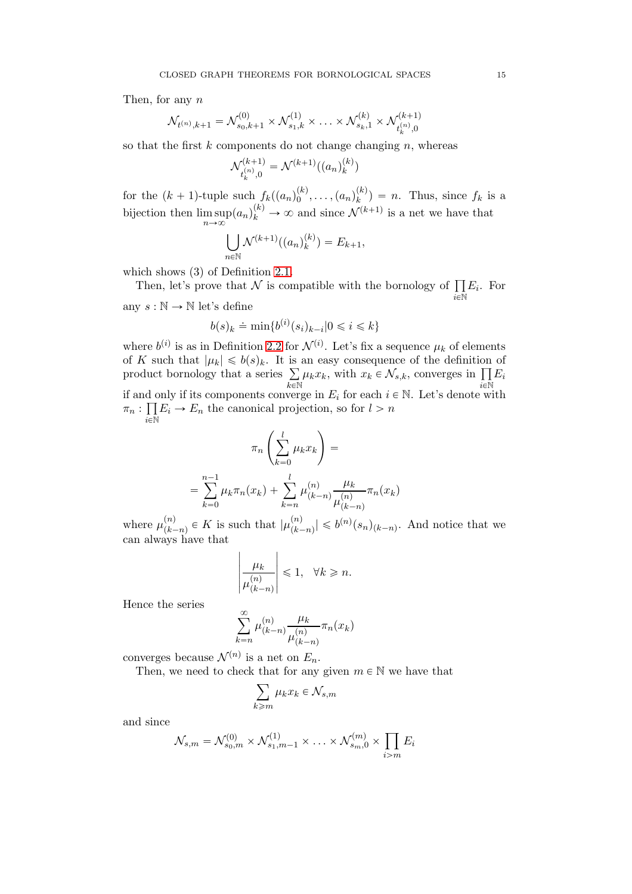Then, for any $n$

$$\mathcal{N}_{t^{(n)},k+1} = \mathcal{N}^{(0)}_{s_0,k+1} \times \mathcal{N}^{(1)}_{s_1,k} \times \ldots \times \mathcal{N}^{(k)}_{s_k,1} \times \mathcal{N}^{(k+1)}_{t^{(n)}_k,0}$$

so that the first $k$ components do not change changing $n$, whereas

$$\mathcal{N}^{(k+1)}_{t^{(n)}_k,0} = \mathcal{N}^{(k+1)}((a_n)^{(k)}_k)$$

for the $(k+1)$-tuple such $f_k((a_n)^{(k)}_0, \ldots, (a_n)^{(k)}_k) = n$. Thus, since $f_k$ is a bijection then $\limsup\limits_{n\to\infty} (a_n)^{(k)}_k \to \infty$ and since $\mathcal{N}^{(k+1)}$ is a net we have that

$$\bigcup_{n\in\mathbb{N}} \mathcal{N}^{(k+1)}((a_n)^{(k)}_k) = E_{k+1},$$

which shows (3) of Definition 2.1.

Then, let's prove that $\mathcal{N}$ is compatible with the bornology of $\prod\limits_{i\in\mathbb{N}} E_i$. For any $s : \mathbb{N} \to \mathbb{N}$ let's define

$$b(s)_k \doteq \min\{b^{(i)}(s_i)_{k-i} | 0 \leqslant i \leqslant k\}$$

where $b^{(i)}$ is as in Definition 2.2 for $\mathcal{N}^{(i)}$. Let's fix a sequence $\mu_k$ of elements of $K$ such that $|\mu_k| \leqslant b(s)_k$. It is an easy consequence of the definition of product bornology that a series $\sum\limits_{k\in\mathbb{N}} \mu_k x_k$, with $x_k \in \mathcal{N}_{s,k}$, converges in $\prod\limits_{i\in\mathbb{N}} E_i$ if and only if its components converge in $E_i$ for each $i \in \mathbb{N}$. Let's denote with $\pi_n : \prod\limits_{i\in\mathbb{N}} E_i \to E_n$ the canonical projection, so for $l > n$

$$\pi_n\left(\sum_{k=0}^{l} \mu_k x_k\right) =$$

$$= \sum_{k=0}^{n-1} \mu_k \pi_n(x_k) + \sum_{k=n}^{l} \mu^{(n)}_{(k-n)} \frac{\mu_k}{\mu^{(n)}_{(k-n)}} \pi_n(x_k)$$

where $\mu^{(n)}_{(k-n)} \in K$ is such that $|\mu^{(n)}_{(k-n)}| \leqslant b^{(n)}(s_n)_{(k-n)}$. And notice that we can always have that

$$\left| \frac{\mu_k}{\mu^{(n)}_{(k-n)}} \right| \leqslant 1, \quad \forall k \geqslant n.$$

Hence the series

$$\sum_{k=n}^{\infty} \mu^{(n)}_{(k-n)} \frac{\mu_k}{\mu^{(n)}_{(k-n)}} \pi_n(x_k)$$

converges because $\mathcal{N}^{(n)}$ is a net on $E_n$.

Then, we need to check that for any given $m \in \mathbb{N}$ we have that

$$\sum_{k\geqslant m} \mu_k x_k \in \mathcal{N}_{s,m}$$

and since

$$\mathcal{N}_{s,m} = \mathcal{N}^{(0)}_{s_0,m} \times \mathcal{N}^{(1)}_{s_1,m-1} \times \ldots \times \mathcal{N}^{(m)}_{s_m,0} \times \prod_{i>m} E_i$$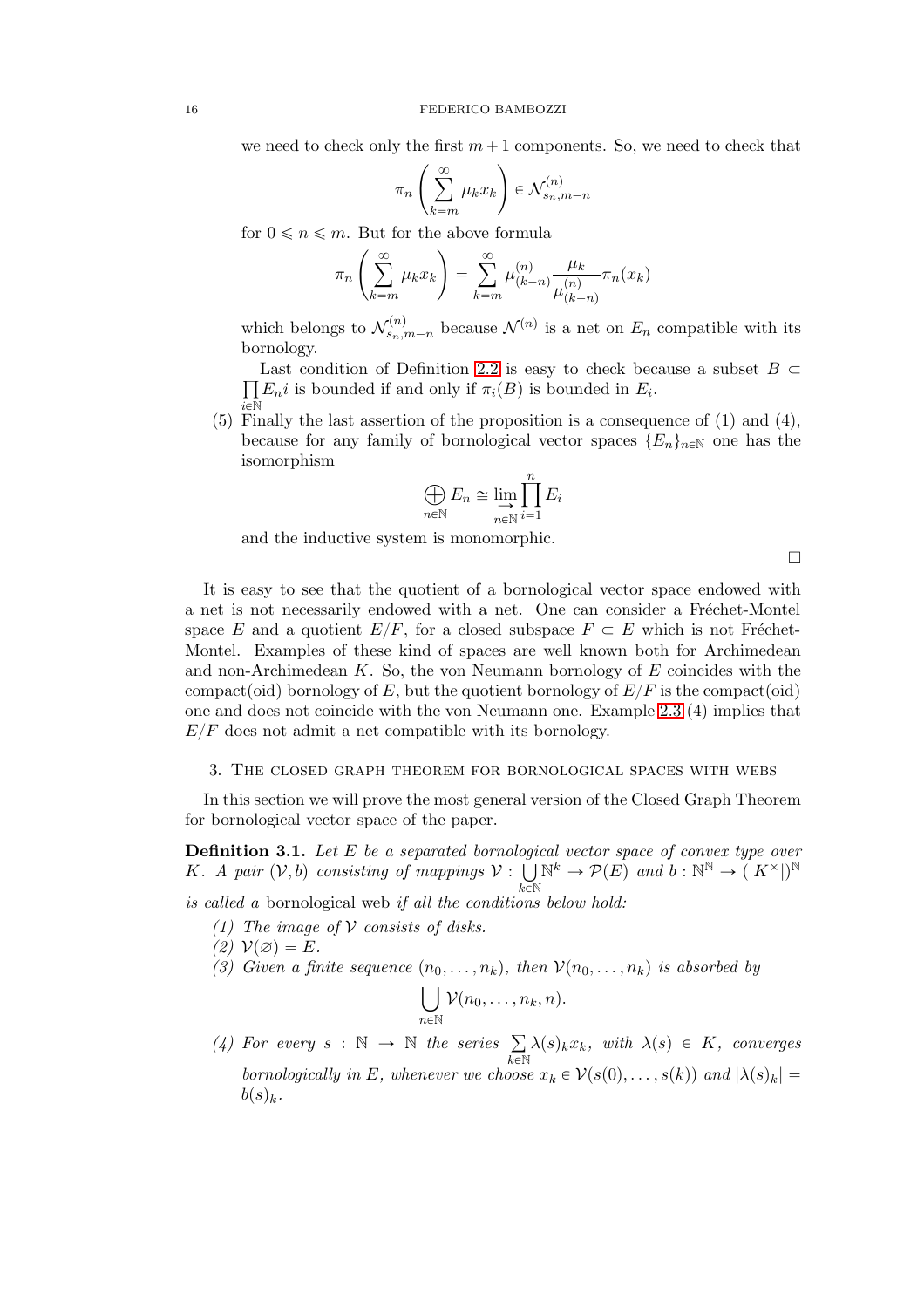we need to check only the first $m+1$ components. So, we need to check that

$$\pi_n\left(\sum_{k=m}^{\infty}\mu_k x_k\right) \in \mathcal{N}^{(n)}_{s_n, m-n}$$

for $0 \leqslant n \leqslant m$. But for the above formula

$$\pi_n\left(\sum_{k=m}^{\infty}\mu_k x_k\right) = \sum_{k=m}^{\infty}\mu^{(n)}_{(k-n)}\frac{\mu_k}{\mu^{(n)}_{(k-n)}}\pi_n(x_k)$$

which belongs to $\mathcal{N}^{(n)}_{s_n, m-n}$ because $\mathcal{N}^{(n)}$ is a net on $E_n$ compatible with its bornology.

Last condition of Definition 2.2 is easy to check because a subset $B \subset \prod_{i\in\mathbb{N}} E_n i$ is bounded if and only if $\pi_i(B)$ is bounded in $E_i$.

(5) Finally the last assertion of the proposition is a consequence of (1) and (4), because for any family of bornological vector spaces $\{E_n\}_{n\in\mathbb{N}}$ one has the isomorphism

$$\bigoplus_{n\in\mathbb{N}} E_n \cong \varinjlim_{n\in\mathbb{N}} \prod_{i=1}^{n} E_i$$

and the inductive system is monomorphic.

□

It is easy to see that the quotient of a bornological vector space endowed with a net is not necessarily endowed with a net. One can consider a Fréchet-Montel space $E$ and a quotient $E/F$, for a closed subspace $F \subset E$ which is not Fréchet-Montel. Examples of these kind of spaces are well known both for Archimedean and non-Archimedean $K$. So, the von Neumann bornology of $E$ coincides with the compact(oid) bornology of $E$, but the quotient bornology of $E/F$ is the compact(oid) one and does not coincide with the von Neumann one. Example 2.3 (4) implies that $E/F$ does not admit a net compatible with its bornology.

## 3. The closed graph theorem for bornological spaces with webs

In this section we will prove the most general version of the Closed Graph Theorem for bornological vector space of the paper.

**Definition 3.1.** *Let $E$ be a separated bornological vector space of convex type over $K$. A pair $(\mathcal{V}, b)$ consisting of mappings $\mathcal{V} : \bigcup_{k\in\mathbb{N}} \mathbb{N}^k \to \mathcal{P}(E)$ and $b : \mathbb{N}^{\mathbb{N}} \to (|K^\times|)^{\mathbb{N}}$ is called a* bornological web *if all the conditions below hold:*

1. *The image of $\mathcal{V}$ consists of disks.*
2. *$\mathcal{V}(\varnothing) = E$.*
3. *Given a finite sequence $(n_0, \ldots, n_k)$, then $\mathcal{V}(n_0, \ldots, n_k)$ is absorbed by*
$$\bigcup_{n\in\mathbb{N}} \mathcal{V}(n_0, \ldots, n_k, n).$$
4. *For every $s : \mathbb{N} \to \mathbb{N}$ the series $\sum_{k\in\mathbb{N}} \lambda(s)_k x_k$, with $\lambda(s) \in K$, converges bornologically in $E$, whenever we choose $x_k \in \mathcal{V}(s(0), \ldots, s(k))$ and $|\lambda(s)_k| = b(s)_k$.*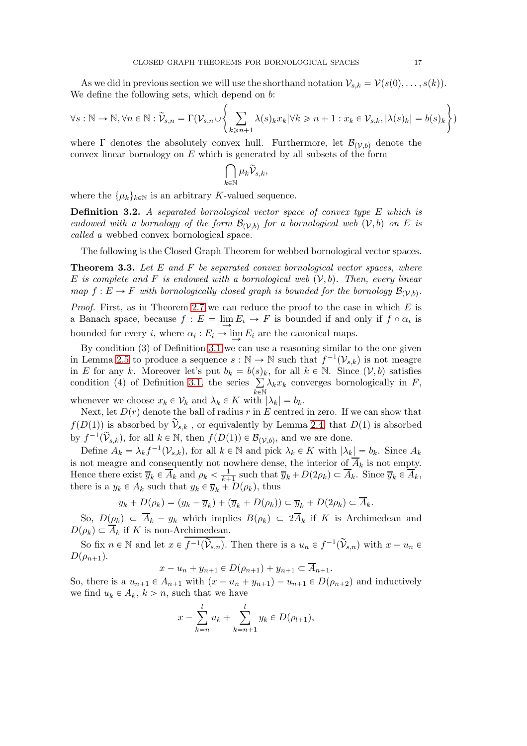As we did in previous section we will use the shorthand notation $\mathcal{V}_{s,k} = \mathcal{V}(s(0), \ldots, s(k))$. We define the following sets, which depend on $b$:

$$\forall s : \mathbb{N} \to \mathbb{N}, \forall n \in \mathbb{N} : \widetilde{\mathcal{V}}_{s,n} = \Gamma(\mathcal{V}_{s,n} \cup \left\{ \sum_{k \geqslant n+1} \lambda(s)_k x_k | \forall k \geqslant n+1 : x_k \in \mathcal{V}_{s,k}, |\lambda(s)_k| = b(s)_k \right\})$$

where $\Gamma$ denotes the absolutely convex hull. Furthermore, let $\mathcal{B}_{(\mathcal{V},b)}$ denote the convex linear bornology on $E$ which is generated by all subsets of the form

$$\bigcap_{k \in \mathbb{N}} \mu_k \widetilde{\mathcal{V}}_{s,k},$$

where the $\{\mu_k\}_{k \in \mathbb{N}}$ is an arbitrary $K$-valued sequence.

**Definition 3.2.** *A separated bornological vector space of convex type $E$ which is endowed with a bornology of the form $\mathcal{B}_{(\mathcal{V},b)}$ for a bornological web $(\mathcal{V}, b)$ on $E$ is called a* webbed convex bornological space.

The following is the Closed Graph Theorem for webbed bornological vector spaces.

**Theorem 3.3.** *Let $E$ and $F$ be separated convex bornological vector spaces, where $E$ is complete and $F$ is endowed with a bornological web $(\mathcal{V}, b)$. Then, every linear map $f : E \to F$ with bornologically closed graph is bounded for the bornology $\mathcal{B}_{(\mathcal{V},b)}$.*

*Proof.* First, as in Theorem 2.7 we can reduce the proof to the case in which $E$ is a Banach space, because $f : E = \varinjlim E_i \to F$ is bounded if and only if $f \circ \alpha_i$ is bounded for every $i$, where $\alpha_i : E_i \to \varinjlim E_i$ are the canonical maps.

By condition (3) of Definition 3.1 we can use a reasoning similar to the one given in Lemma 2.5 to produce a sequence $s : \mathbb{N} \to \mathbb{N}$ such that $f^{-1}(\mathcal{V}_{s,k})$ is not meagre in $E$ for any $k$. Moreover let's put $b_k = b(s)_k$, for all $k \in \mathbb{N}$. Since $(\mathcal{V}, b)$ satisfies condition (4) of Definition 3.1, the series $\sum_{k \in \mathbb{N}} \lambda_k x_k$ converges bornologically in $F$, whenever we choose $x_k \in \mathcal{V}_k$ and $\lambda_k \in K$ with $|\lambda_k| = b_k$.

Next, let $D(r)$ denote the ball of radius $r$ in $E$ centred in zero. If we can show that $f(D(1))$ is absorbed by $\widetilde{\mathcal{V}}_{s,k}$ , or equivalently by Lemma 2.4, that $D(1)$ is absorbed by $f^{-1}(\widetilde{\mathcal{V}}_{s,k})$, for all $k \in \mathbb{N}$, then $f(D(1)) \in \mathcal{B}_{(\mathcal{V},b)}$, and we are done.

Define $A_k = \lambda_k f^{-1}(\mathcal{V}_{s,k})$, for all $k \in \mathbb{N}$ and pick $\lambda_k \in K$ with $|\lambda_k| = b_k$. Since $A_k$ is not meagre and consequently not nowhere dense, the interior of $\overline{A}_k$ is not empty. Hence there exist $\overline{y}_k \in \overline{A}_k$ and $\rho_k < \frac{1}{k+1}$ such that $\overline{y}_k + D(2\rho_k) \subset \overline{A}_k$. Since $\overline{y}_k \in \overline{A}_k$, there is a $y_k \in A_k$ such that $y_k \in \overline{y}_k + D(\rho_k)$, thus

$$y_k + D(\rho_k) = (y_k - \overline{y}_k) + (\overline{y}_k + D(\rho_k)) \subset \overline{y}_k + D(2\rho_k) \subset \overline{A}_k.$$

So, $D(\rho_k) \subset \overline{A}_k - y_k$ which implies $B(\rho_k) \subset 2\overline{A}_k$ if $K$ is Archimedean and $D(\rho_k) \subset \overline{A}_k$ if $K$ is non-Archimedean.

So fix $n \in \mathbb{N}$ and let $x \in \overline{f^{-1}(\widetilde{\mathcal{V}}_{s,n})}$. Then there is a $u_n \in f^{-1}(\widetilde{\mathcal{V}}_{s,n})$ with $x - u_n \in D(\rho_{n+1})$.

$$x - u_n + y_{n+1} \in D(\rho_{n+1}) + y_{n+1} \subset \overline{A}_{n+1}.$$

So, there is a $u_{n+1} \in A_{n+1}$ with $(x - u_n + y_{n+1}) - u_{n+1} \in D(\rho_{n+2})$ and inductively we find $u_k \in A_k$, $k > n$, such that we have

$$x - \sum_{k=n}^{l} u_k + \sum_{k=n+1}^{l} y_k \in D(\rho_{l+1}),$$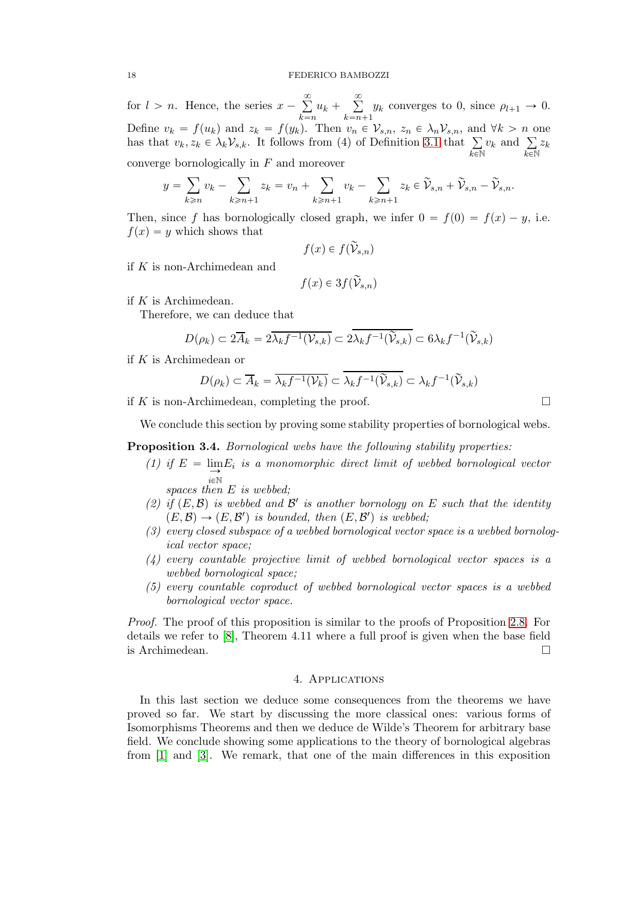for $l > n$. Hence, the series $x - \sum_{k=n}^{\infty} u_k + \sum_{k=n+1}^{\infty} y_k$ converges to 0, since $\rho_{l+1} \to 0$. Define $v_k = f(u_k)$ and $z_k = f(y_k)$. Then $v_n \in \mathcal{V}_{s,n}$, $z_n \in \lambda_n \mathcal{V}_{s,n}$, and $\forall k > n$ one has that $v_k, z_k \in \lambda_k \mathcal{V}_{s,k}$. It follows from (4) of Definition 3.1 that $\sum_{k \in \mathbb{N}} v_k$ and $\sum_{k \in \mathbb{N}} z_k$ converge bornologically in $F$ and moreover

$$y = \sum_{k \geqslant n} v_k - \sum_{k \geqslant n+1} z_k = v_n + \sum_{k \geqslant n+1} v_k - \sum_{k \geqslant n+1} z_k \in \widetilde{\mathcal{V}}_{s,n} + \widetilde{\mathcal{V}}_{s,n} - \widetilde{\mathcal{V}}_{s,n}.$$

Then, since $f$ has bornologically closed graph, we infer $0 = f(0) = f(x) - y$, i.e. $f(x) = y$ which shows that

$$f(x) \in f(\widetilde{\mathcal{V}}_{s,n})$$

if $K$ is non-Archimedean and

$$f(x) \in 3f(\widetilde{\mathcal{V}}_{s,n})$$

if $K$ is Archimedean.

Therefore, we can deduce that

$$D(\rho_k) \subset 2\overline{A}_k = 2\overline{\lambda_k f^{-1}(\mathcal{V}_{s,k})} \subset 2\overline{\lambda_k f^{-1}(\widetilde{\mathcal{V}}_{s,k})} \subset 6\lambda_k f^{-1}(\widetilde{\mathcal{V}}_{s,k})$$

if $K$ is Archimedean or

$$D(\rho_k) \subset \overline{A}_k = \overline{\lambda_k f^{-1}(\mathcal{V}_k)} \subset \overline{\lambda_k f^{-1}(\widetilde{\mathcal{V}}_{s,k})} \subset \lambda_k f^{-1}(\widetilde{\mathcal{V}}_{s,k})$$

if $K$ is non-Archimedean, completing the proof. □

We conclude this section by proving some stability properties of bornological webs.

**Proposition 3.4.** *Bornological webs have the following stability properties:*

1. *if $E = \varinjlim_{i \in \mathbb{N}} E_i$ is a monomorphic direct limit of webbed bornological vector spaces then $E$ is webbed;*
2. *if $(E, \mathcal{B})$ is webbed and $\mathcal{B}'$ is another bornology on $E$ such that the identity $(E, \mathcal{B}) \to (E, \mathcal{B}')$ is bounded, then $(E, \mathcal{B}')$ is webbed;*
3. *every closed subspace of a webbed bornological vector space is a webbed bornological vector space;*
4. *every countable projective limit of webbed bornological vector spaces is a webbed bornological space;*
5. *every countable coproduct of webbed bornological vector spaces is a webbed bornological vector space.*

*Proof.* The proof of this proposition is similar to the proofs of Proposition 2.8. For details we refer to [8], Theorem 4.11 where a full proof is given when the base field is Archimedean. □

## 4. Applications

In this last section we deduce some consequences from the theorems we have proved so far. We start by discussing the more classical ones: various forms of Isomorphisms Theorems and then we deduce de Wilde's Theorem for arbitrary base field. We conclude showing some applications to the theory of bornological algebras from [1] and [3]. We remark, that one of the main differences in this exposition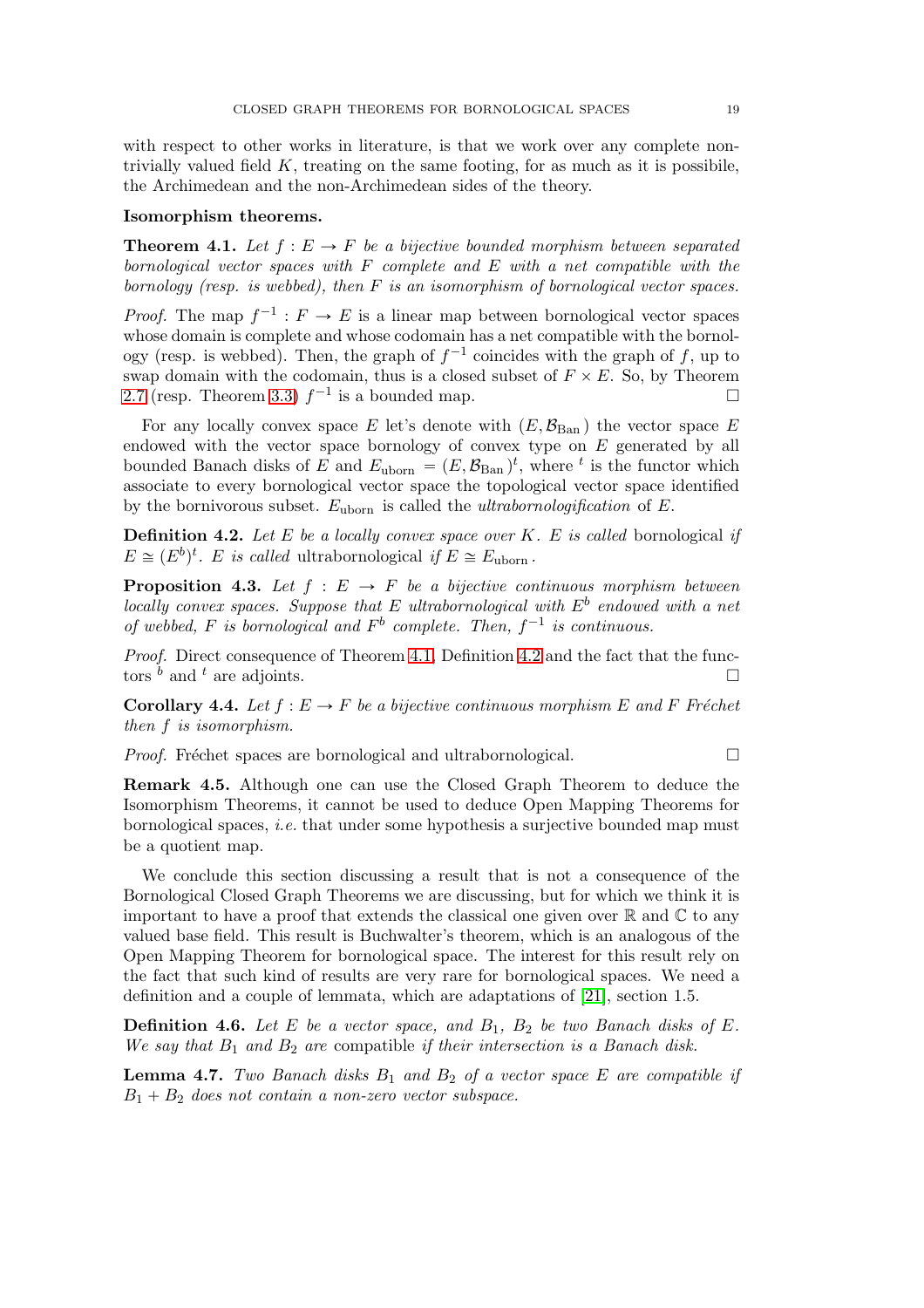with respect to other works in literature, is that we work over any complete non-trivially valued field $K$, treating on the same footing, for as much as it is possibile, the Archimedean and the non-Archimedean sides of the theory.

**Isomorphism theorems.**

**Theorem 4.1.** *Let $f : E \to F$ be a bijective bounded morphism between separated bornological vector spaces with $F$ complete and $E$ with a net compatible with the bornology (resp. is webbed), then $F$ is an isomorphism of bornological vector spaces.*

*Proof.* The map $f^{-1} : F \to E$ is a linear map between bornological vector spaces whose domain is complete and whose codomain has a net compatible with the bornology (resp. is webbed). Then, the graph of $f^{-1}$ coincides with the graph of $f$, up to swap domain with the codomain, thus is a closed subset of $F \times E$. So, by Theorem 2.7 (resp. Theorem 3.3) $f^{-1}$ is a bounded map. □

For any locally convex space $E$ let's denote with $(E, \mathcal{B}_{\text{Ban}})$ the vector space $E$ endowed with the vector space bornology of convex type on $E$ generated by all bounded Banach disks of $E$ and $E_{\text{uborn}} = (E, \mathcal{B}_{\text{Ban}})^t$, where $^t$ is the functor which associate to every bornological vector space the topological vector space identified by the bornivorous subset. $E_{\text{uborn}}$ is called the *ultrabornologification* of $E$.

**Definition 4.2.** *Let $E$ be a locally convex space over $K$. $E$ is called* bornological *if $E \cong (E^b)^t$. $E$ is called* ultrabornological *if $E \cong E_{\text{uborn}}$.*

**Proposition 4.3.** *Let $f : E \to F$ be a bijective continuous morphism between locally convex spaces. Suppose that $E$ ultrabornological with $E^b$ endowed with a net of webbed, $F$ is bornological and $F^b$ complete. Then, $f^{-1}$ is continuous.*

*Proof.* Direct consequence of Theorem 4.1, Definition 4.2 and the fact that the functors $^b$ and $^t$ are adjoints. □

**Corollary 4.4.** *Let $f : E \to F$ be a bijective continuous morphism $E$ and $F$ Fréchet then $f$ is isomorphism.*

*Proof.* Fréchet spaces are bornological and ultrabornological. □

**Remark 4.5.** Although one can use the Closed Graph Theorem to deduce the Isomorphism Theorems, it cannot be used to deduce Open Mapping Theorems for bornological spaces, *i.e.* that under some hypothesis a surjective bounded map must be a quotient map.

We conclude this section discussing a result that is not a consequence of the Bornological Closed Graph Theorems we are discussing, but for which we think it is important to have a proof that extends the classical one given over $\mathbb{R}$ and $\mathbb{C}$ to any valued base field. This result is Buchwalter's theorem, which is an analogous of the Open Mapping Theorem for bornological space. The interest for this result rely on the fact that such kind of results are very rare for bornological spaces. We need a definition and a couple of lemmata, which are adaptations of [21], section 1.5.

**Definition 4.6.** *Let $E$ be a vector space, and $B_1$, $B_2$ be two Banach disks of $E$. We say that $B_1$ and $B_2$ are* compatible *if their intersection is a Banach disk.*

**Lemma 4.7.** *Two Banach disks $B_1$ and $B_2$ of a vector space $E$ are compatible if $B_1 + B_2$ does not contain a non-zero vector subspace.*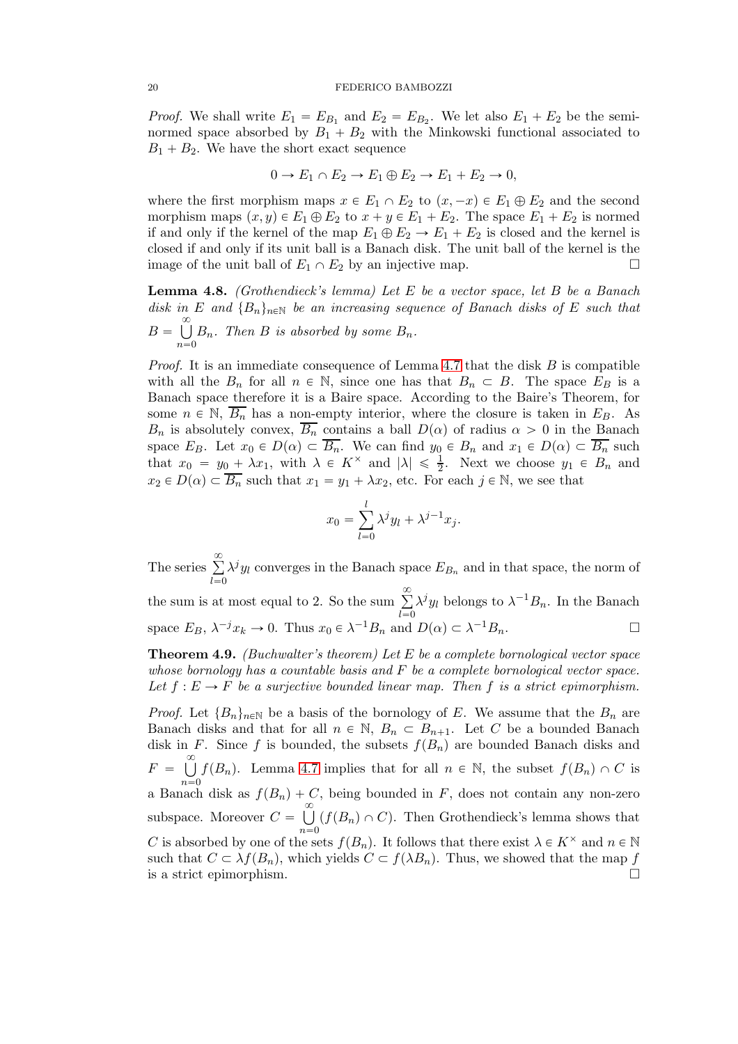*Proof.* We shall write $E_1 = E_{B_1}$ and $E_2 = E_{B_2}$. We let also $E_1 + E_2$ be the seminormed space absorbed by $B_1 + B_2$ with the Minkowski functional associated to $B_1 + B_2$. We have the short exact sequence

$$0 \to E_1 \cap E_2 \to E_1 \oplus E_2 \to E_1 + E_2 \to 0,$$

where the first morphism maps $x \in E_1 \cap E_2$ to $(x, -x) \in E_1 \oplus E_2$ and the second morphism maps $(x, y) \in E_1 \oplus E_2$ to $x + y \in E_1 + E_2$. The space $E_1 + E_2$ is normed if and only if the kernel of the map $E_1 \oplus E_2 \to E_1 + E_2$ is closed and the kernel is closed if and only if its unit ball is a Banach disk. The unit ball of the kernel is the image of the unit ball of $E_1 \cap E_2$ by an injective map. □

**Lemma 4.8.** *(Grothendieck's lemma) Let $E$ be a vector space, let $B$ be a Banach disk in $E$ and $\{B_n\}_{n\in\mathbb{N}}$ be an increasing sequence of Banach disks of $E$ such that $B = \bigcup_{n=0}^{\infty} B_n$. Then $B$ is absorbed by some $B_n$.*

*Proof.* It is an immediate consequence of Lemma 4.7 that the disk $B$ is compatible with all the $B_n$ for all $n \in \mathbb{N}$, since one has that $B_n \subset B$. The space $E_B$ is a Banach space therefore it is a Baire space. According to the Baire's Theorem, for some $n \in \mathbb{N}$, $\overline{B_n}$ has a non-empty interior, where the closure is taken in $E_B$. As $B_n$ is absolutely convex, $\overline{B_n}$ contains a ball $D(\alpha)$ of radius $\alpha > 0$ in the Banach space $E_B$. Let $x_0 \in D(\alpha) \subset \overline{B_n}$. We can find $y_0 \in B_n$ and $x_1 \in D(\alpha) \subset \overline{B_n}$ such that $x_0 = y_0 + \lambda x_1$, with $\lambda \in K^\times$ and $|\lambda| \leqslant \frac{1}{2}$. Next we choose $y_1 \in B_n$ and $x_2 \in D(\alpha) \subset \overline{B_n}$ such that $x_1 = y_1 + \lambda x_2$, etc. For each $j \in \mathbb{N}$, we see that

$$x_0 = \sum_{l=0}^{l} \lambda^j y_l + \lambda^{j-1} x_j.$$

The series $\sum_{l=0}^{\infty} \lambda^j y_l$ converges in the Banach space $E_{B_n}$ and in that space, the norm of the sum is at most equal to 2. So the sum $\sum_{l=0}^{\infty} \lambda^j y_l$ belongs to $\lambda^{-1} B_n$. In the Banach space $E_B$, $\lambda^{-j} x_k \to 0$. Thus $x_0 \in \lambda^{-1} B_n$ and $D(\alpha) \subset \lambda^{-1} B_n$. □

**Theorem 4.9.** *(Buchwalter's theorem) Let $E$ be a complete bornological vector space whose bornology has a countable basis and $F$ be a complete bornological vector space. Let $f : E \to F$ be a surjective bounded linear map. Then $f$ is a strict epimorphism.*

*Proof.* Let $\{B_n\}_{n\in\mathbb{N}}$ be a basis of the bornology of $E$. We assume that the $B_n$ are Banach disks and that for all $n \in \mathbb{N}$, $B_n \subset B_{n+1}$. Let $C$ be a bounded Banach disk in $F$. Since $f$ is bounded, the subsets $f(B_n)$ are bounded Banach disks and $F = \bigcup_{n=0}^{\infty} f(B_n)$. Lemma 4.7 implies that for all $n \in \mathbb{N}$, the subset $f(B_n) \cap C$ is a Banach disk as $f(B_n) + C$, being bounded in $F$, does not contain any non-zero subspace. Moreover $C = \bigcup_{n=0}^{\infty} (f(B_n) \cap C)$. Then Grothendieck's lemma shows that $C$ is absorbed by one of the sets $f(B_n)$. It follows that there exist $\lambda \in K^\times$ and $n \in \mathbb{N}$ such that $C \subset \lambda f(B_n)$, which yields $C \subset f(\lambda B_n)$. Thus, we showed that the map $f$ is a strict epimorphism. □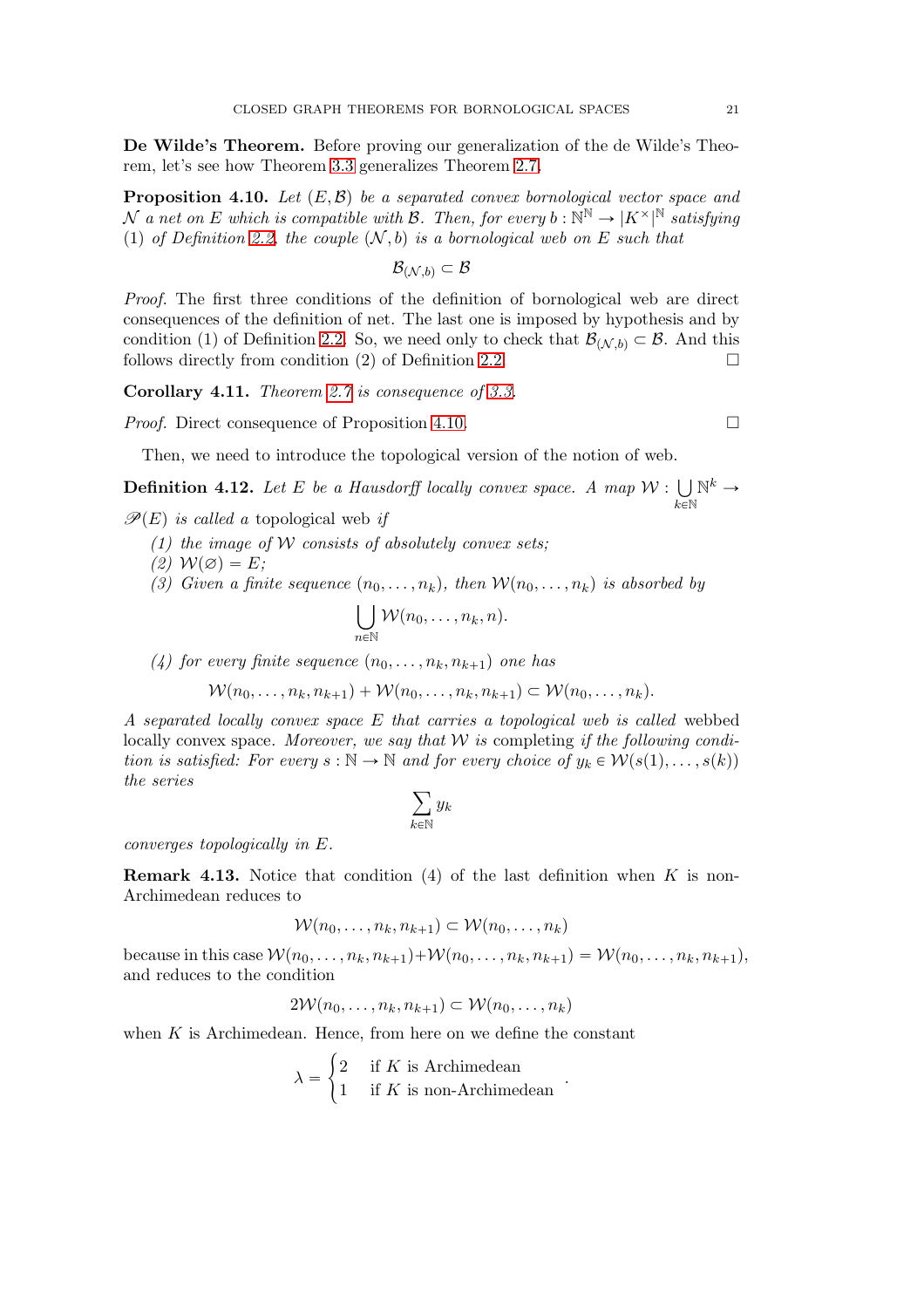**De Wilde's Theorem.** Before proving our generalization of the de Wilde's Theorem, let's see how Theorem 3.3 generalizes Theorem 2.7.

**Proposition 4.10.** *Let $(E, \mathcal{B})$ be a separated convex bornological vector space and $\mathcal{N}$ a net on $E$ which is compatible with $\mathcal{B}$. Then, for every $b : \mathbb{N}^{\mathbb{N}} \to |K^{\times}|^{\mathbb{N}}$ satisfying (1) of Definition 2.2, the couple $(\mathcal{N}, b)$ is a bornological web on $E$ such that*

$$\mathcal{B}_{(\mathcal{N},b)} \subset \mathcal{B}$$

*Proof.* The first three conditions of the definition of bornological web are direct consequences of the definition of net. The last one is imposed by hypothesis and by condition (1) of Definition 2.2. So, we need only to check that $\mathcal{B}_{(\mathcal{N},b)} \subset \mathcal{B}$. And this follows directly from condition (2) of Definition 2.2. □

**Corollary 4.11.** *Theorem 2.7 is consequence of 3.3.*

*Proof.* Direct consequence of Proposition 4.10. □

Then, we need to introduce the topological version of the notion of web.

**Definition 4.12.** *Let $E$ be a Hausdorff locally convex space. A map $\mathcal{W} : \bigcup\limits_{k \in \mathbb{N}} \mathbb{N}^k \to \mathscr{P}(E)$ is called a* topological web *if*

*(1) the image of $\mathcal{W}$ consists of absolutely convex sets;*
*(2) $\mathcal{W}(\varnothing) = E$;*
*(3) Given a finite sequence $(n_0, \ldots, n_k)$, then $\mathcal{W}(n_0, \ldots, n_k)$ is absorbed by*

$$\bigcup_{n \in \mathbb{N}} \mathcal{W}(n_0, \ldots, n_k, n).$$

*(4) for every finite sequence $(n_0, \ldots, n_k, n_{k+1})$ one has*

$$\mathcal{W}(n_0, \ldots, n_k, n_{k+1}) + \mathcal{W}(n_0, \ldots, n_k, n_{k+1}) \subset \mathcal{W}(n_0, \ldots, n_k).$$

*A separated locally convex space $E$ that carries a topological web is called* webbed *locally convex space. Moreover, we say that $\mathcal{W}$ is* completing *if the following condition is satisfied: For every $s : \mathbb{N} \to \mathbb{N}$ and for every choice of $y_k \in \mathcal{W}(s(1), \ldots, s(k))$ the series*

$$\sum_{k \in \mathbb{N}} y_k$$

*converges topologically in $E$.*

**Remark 4.13.** Notice that condition (4) of the last definition when $K$ is non-Archimedean reduces to

$$\mathcal{W}(n_0, \ldots, n_k, n_{k+1}) \subset \mathcal{W}(n_0, \ldots, n_k)$$

because in this case $\mathcal{W}(n_0, \ldots, n_k, n_{k+1}) + \mathcal{W}(n_0, \ldots, n_k, n_{k+1}) = \mathcal{W}(n_0, \ldots, n_k, n_{k+1})$, and reduces to the condition

$$2\mathcal{W}(n_0, \ldots, n_k, n_{k+1}) \subset \mathcal{W}(n_0, \ldots, n_k)$$

when $K$ is Archimedean. Hence, from here on we define the constant

$$\lambda = \begin{cases} 2 & \text{if } K \text{ is Archimedean} \\ 1 & \text{if } K \text{ is non-Archimedean} \end{cases}.$$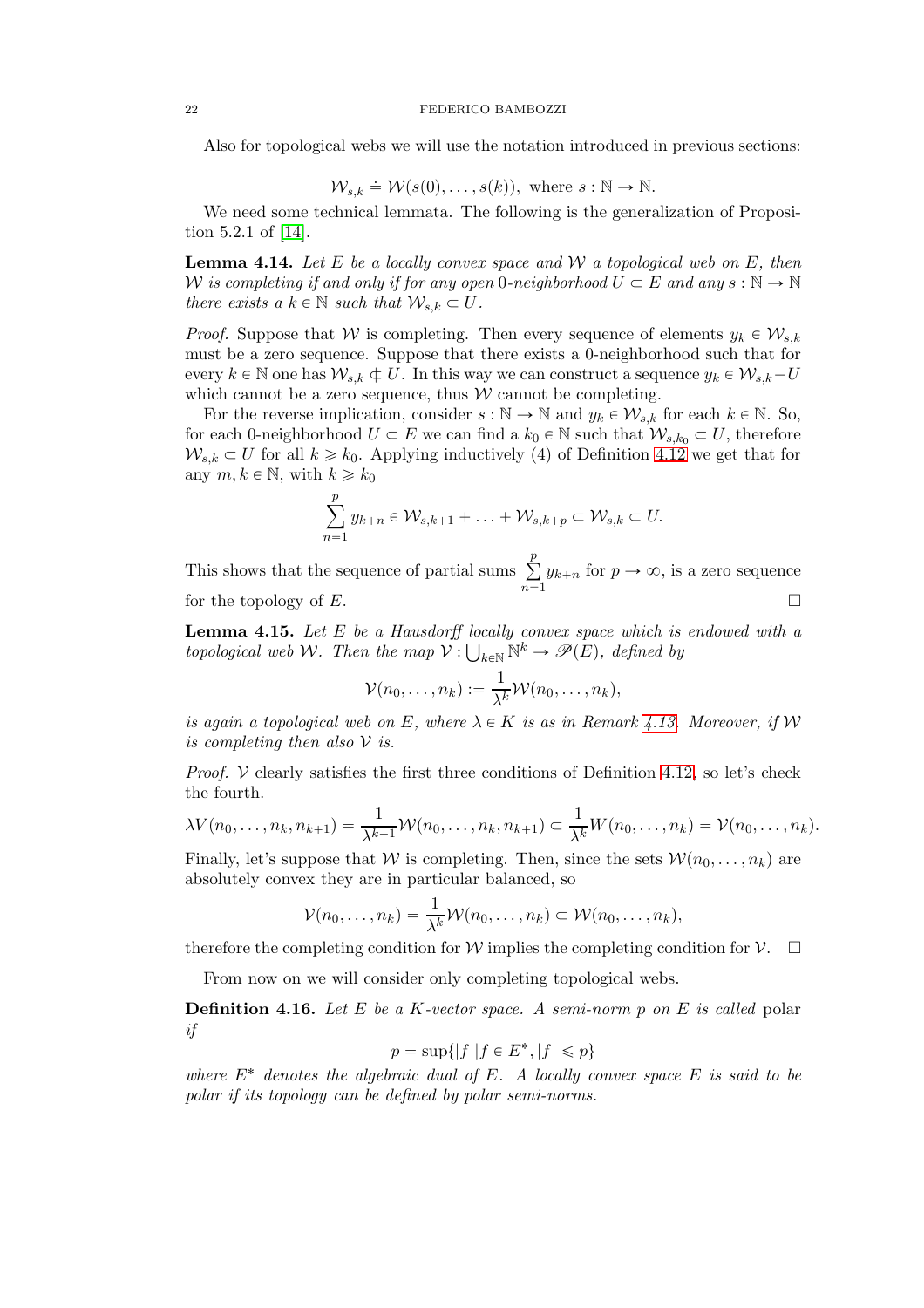Also for topological webs we will use the notation introduced in previous sections:

$$\mathcal{W}_{s,k} \doteq \mathcal{W}(s(0), \ldots, s(k)), \text{ where } s : \mathbb{N} \to \mathbb{N}.$$

We need some technical lemmata. The following is the generalization of Proposition 5.2.1 of [14].

**Lemma 4.14.** *Let $E$ be a locally convex space and $\mathcal{W}$ a topological web on $E$, then $\mathcal{W}$ is completing if and only if for any open 0-neighborhood $U \subset E$ and any $s : \mathbb{N} \to \mathbb{N}$ there exists a $k \in \mathbb{N}$ such that $\mathcal{W}_{s,k} \subset U$.*

*Proof.* Suppose that $\mathcal{W}$ is completing. Then every sequence of elements $y_k \in \mathcal{W}_{s,k}$ must be a zero sequence. Suppose that there exists a 0-neighborhood such that for every $k \in \mathbb{N}$ one has $\mathcal{W}_{s,k} \not\subset U$. In this way we can construct a sequence $y_k \in \mathcal{W}_{s,k} - U$ which cannot be a zero sequence, thus $\mathcal{W}$ cannot be completing.

For the reverse implication, consider $s : \mathbb{N} \to \mathbb{N}$ and $y_k \in \mathcal{W}_{s,k}$ for each $k \in \mathbb{N}$. So, for each 0-neighborhood $U \subset E$ we can find a $k_0 \in \mathbb{N}$ such that $\mathcal{W}_{s,k_0} \subset U$, therefore $\mathcal{W}_{s,k} \subset U$ for all $k \geqslant k_0$. Applying inductively (4) of Definition 4.12 we get that for any $m, k \in \mathbb{N}$, with $k \geqslant k_0$

$$\sum_{n=1}^{p} y_{k+n} \in \mathcal{W}_{s,k+1} + \ldots + \mathcal{W}_{s,k+p} \subset \mathcal{W}_{s,k} \subset U.$$

This shows that the sequence of partial sums $\sum_{n=1}^{p} y_{k+n}$ for $p \to \infty$, is a zero sequence for the topology of $E$. □

**Lemma 4.15.** *Let $E$ be a Hausdorff locally convex space which is endowed with a topological web $\mathcal{W}$. Then the map $\mathcal{V} : \bigcup_{k \in \mathbb{N}} \mathbb{N}^k \to \mathscr{P}(E)$, defined by*

$$\mathcal{V}(n_0, \ldots, n_k) := \frac{1}{\lambda^k} \mathcal{W}(n_0, \ldots, n_k),$$

*is again a topological web on $E$, where $\lambda \in K$ is as in Remark 4.13. Moreover, if $\mathcal{W}$ is completing then also $\mathcal{V}$ is.*

*Proof.* $\mathcal{V}$ clearly satisfies the first three conditions of Definition 4.12, so let's check the fourth.

$$\lambda V(n_0, \ldots, n_k, n_{k+1}) = \frac{1}{\lambda^{k-1}} \mathcal{W}(n_0, \ldots, n_k, n_{k+1}) \subset \frac{1}{\lambda^k} W(n_0, \ldots, n_k) = \mathcal{V}(n_0, \ldots, n_k).$$

Finally, let's suppose that $\mathcal{W}$ is completing. Then, since the sets $\mathcal{W}(n_0, \ldots, n_k)$ are absolutely convex they are in particular balanced, so

$$\mathcal{V}(n_0, \ldots, n_k) = \frac{1}{\lambda^k} \mathcal{W}(n_0, \ldots, n_k) \subset \mathcal{W}(n_0, \ldots, n_k),$$

therefore the completing condition for $\mathcal{W}$ implies the completing condition for $\mathcal{V}$. □

From now on we will consider only completing topological webs.

**Definition 4.16.** *Let $E$ be a $K$-vector space. A semi-norm $p$ on $E$ is called* polar *if*

$$p = \sup\{|f| \mid f \in E^*, |f| \leqslant p\}$$

*where $E^*$ denotes the algebraic dual of $E$. A locally convex space $E$ is said to be polar if its topology can be defined by polar semi-norms.*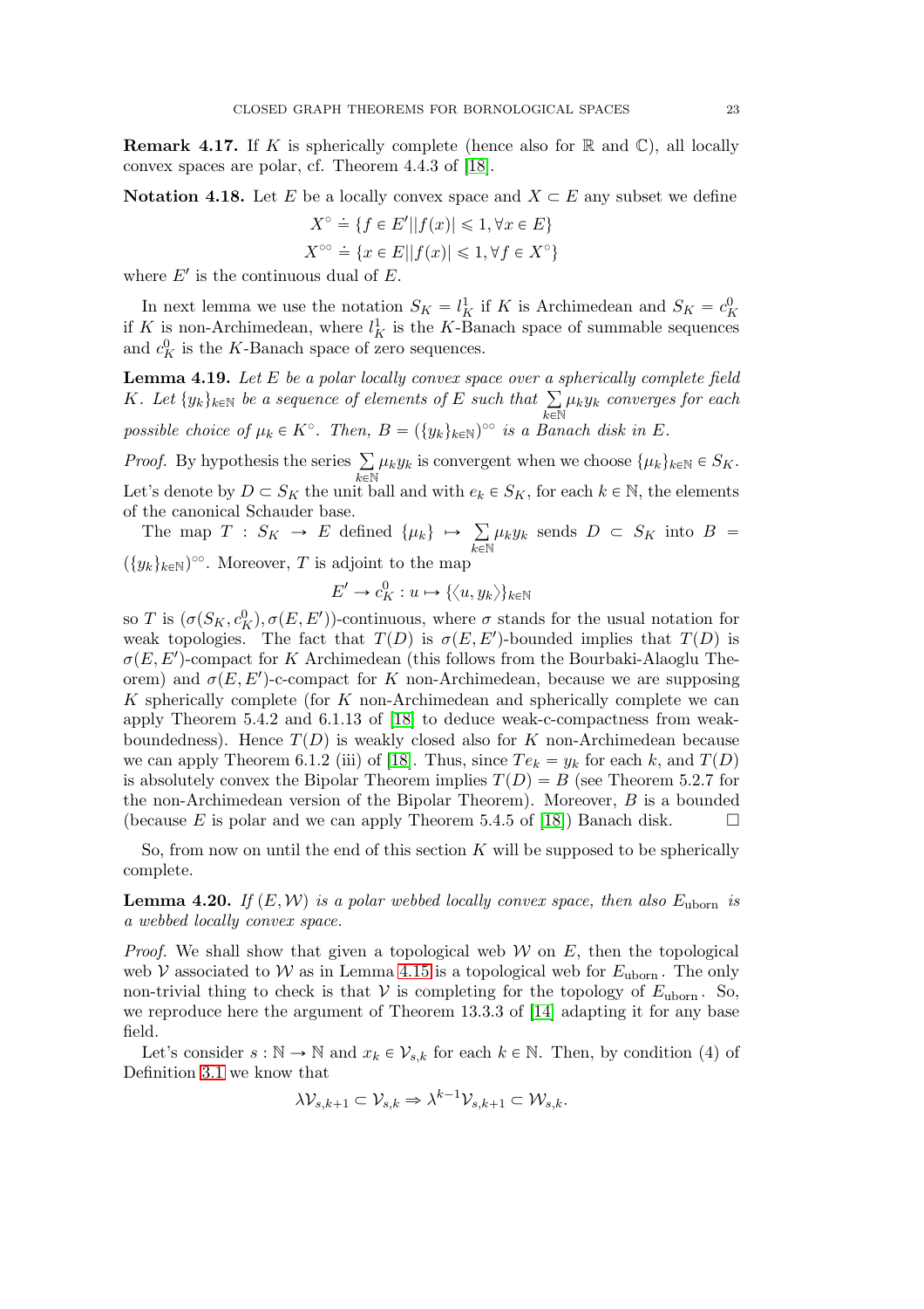**Remark 4.17.** If $K$ is spherically complete (hence also for $\mathbb{R}$ and $\mathbb{C}$), all locally convex spaces are polar, cf. Theorem 4.4.3 of [18].

**Notation 4.18.** Let $E$ be a locally convex space and $X \subset E$ any subset we define

$$X^\circ \doteq \{f \in E' | |f(x)| \leqslant 1, \forall x \in E\}$$
$$X^{\circ\circ} \doteq \{x \in E | |f(x)| \leqslant 1, \forall f \in X^\circ\}$$

where $E'$ is the continuous dual of $E$.

In next lemma we use the notation $S_K = l^1_K$ if $K$ is Archimedean and $S_K = c^0_K$ if $K$ is non-Archimedean, where $l^1_K$ is the $K$-Banach space of summable sequences and $c^0_K$ is the $K$-Banach space of zero sequences.

**Lemma 4.19.** *Let $E$ be a polar locally convex space over a spherically complete field $K$. Let $\{y_k\}_{k\in\mathbb{N}}$ be a sequence of elements of $E$ such that $\sum\limits_{k\in\mathbb{N}} \mu_k y_k$ converges for each possible choice of $\mu_k \in K^\circ$. Then, $B = (\{y_k\}_{k\in\mathbb{N}})^{\circ\circ}$ is a Banach disk in $E$.*

*Proof.* By hypothesis the series $\sum\limits_{k\in\mathbb{N}} \mu_k y_k$ is convergent when we choose $\{\mu_k\}_{k\in\mathbb{N}} \in S_K$. Let's denote by $D \subset S_K$ the unit ball and with $e_k \in S_K$, for each $k \in \mathbb{N}$, the elements of the canonical Schauder base.

The map $T : S_K \to E$ defined $\{\mu_k\} \mapsto \sum\limits_{k\in\mathbb{N}} \mu_k y_k$ sends $D \subset S_K$ into $B = (\{y_k\}_{k\in\mathbb{N}})^{\circ\circ}$. Moreover, $T$ is adjoint to the map

$$E' \to c^0_K : u \mapsto \{\langle u, y_k\rangle\}_{k\in\mathbb{N}}$$

so $T$ is $(\sigma(S_K, c^0_K), \sigma(E, E'))$-continuous, where $\sigma$ stands for the usual notation for weak topologies. The fact that $T(D)$ is $\sigma(E, E')$-bounded implies that $T(D)$ is $\sigma(E, E')$-compact for $K$ Archimedean (this follows from the Bourbaki-Alaoglu Theorem) and $\sigma(E, E')$-c-compact for $K$ non-Archimedean, because we are supposing $K$ spherically complete (for $K$ non-Archimedean and spherically complete we can apply Theorem 5.4.2 and 6.1.13 of [18] to deduce weak-c-compactness from weak-boundedness). Hence $T(D)$ is weakly closed also for $K$ non-Archimedean because we can apply Theorem 6.1.2 (iii) of [18]. Thus, since $Te_k = y_k$ for each $k$, and $T(D)$ is absolutely convex the Bipolar Theorem implies $T(D) = B$ (see Theorem 5.2.7 for the non-Archimedean version of the Bipolar Theorem). Moreover, $B$ is a bounded (because $E$ is polar and we can apply Theorem 5.4.5 of [18]) Banach disk. $\square$

So, from now on until the end of this section $K$ will be supposed to be spherically complete.

**Lemma 4.20.** *If $(E, \mathcal{W})$ is a polar webbed locally convex space, then also $E_{\text{uborn}}$ is a webbed locally convex space.*

*Proof.* We shall show that given a topological web $\mathcal{W}$ on $E$, then the topological web $\mathcal{V}$ associated to $\mathcal{W}$ as in Lemma 4.15 is a topological web for $E_{\text{uborn}}$. The only non-trivial thing to check is that $\mathcal{V}$ is completing for the topology of $E_{\text{uborn}}$. So, we reproduce here the argument of Theorem 13.3.3 of [14] adapting it for any base field.

Let's consider $s : \mathbb{N} \to \mathbb{N}$ and $x_k \in \mathcal{V}_{s,k}$ for each $k \in \mathbb{N}$. Then, by condition (4) of Definition 3.1 we know that

$$\lambda \mathcal{V}_{s,k+1} \subset \mathcal{V}_{s,k} \Rightarrow \lambda^{k-1} \mathcal{V}_{s,k+1} \subset \mathcal{W}_{s,k}.$$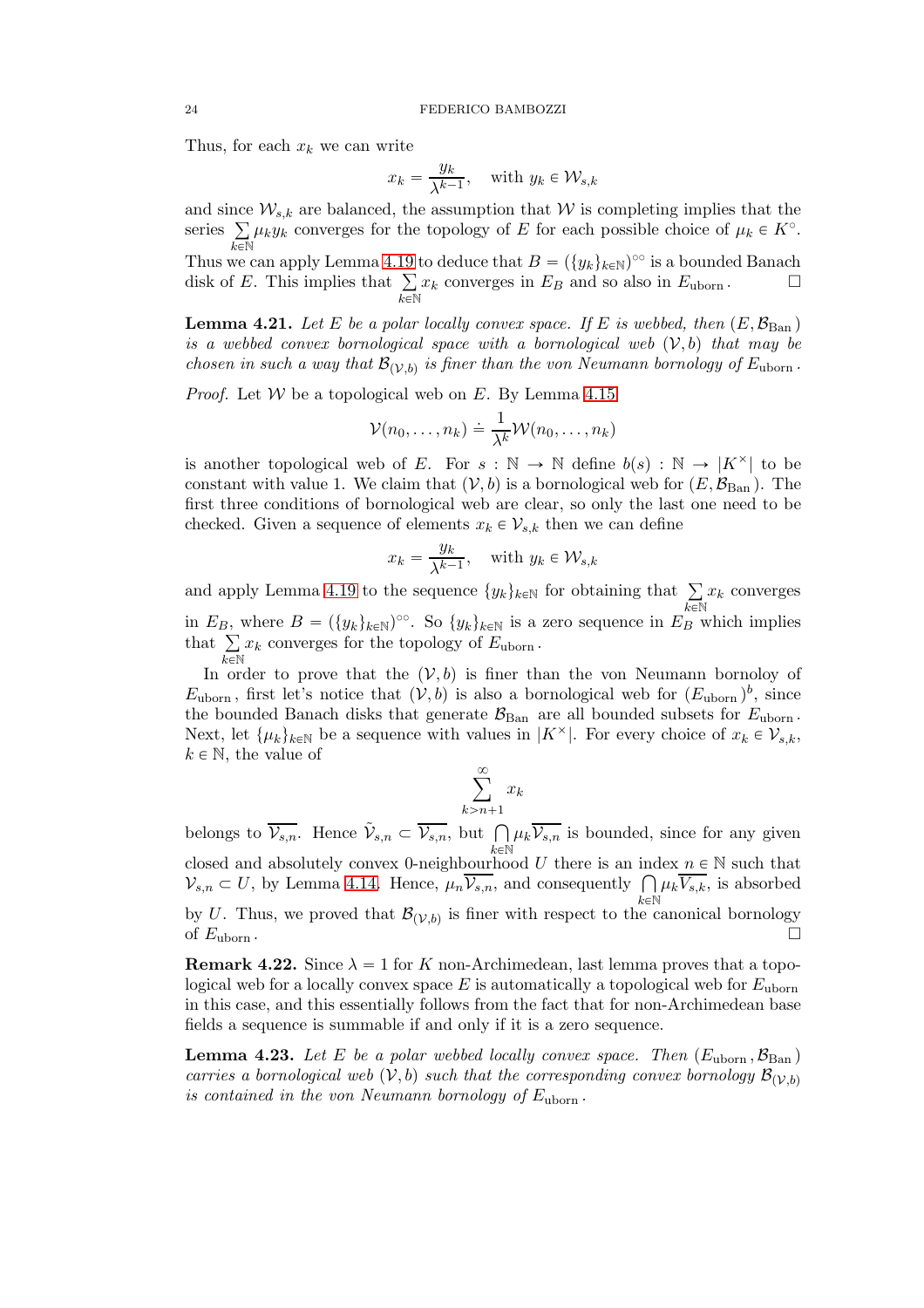Thus, for each $x_k$ we can write

$$x_k = \frac{y_k}{\lambda^{k-1}}, \quad \text{with } y_k \in \mathcal{W}_{s,k}$$

and since $\mathcal{W}_{s,k}$ are balanced, the assumption that $\mathcal{W}$ is completing implies that the series $\sum_{k \in \mathbb{N}} \mu_k y_k$ converges for the topology of $E$ for each possible choice of $\mu_k \in K^\circ$. Thus we can apply Lemma 4.19 to deduce that $B = (\{y_k\}_{k \in \mathbb{N}})^{\circ\circ}$ is a bounded Banach disk of $E$. This implies that $\sum_{k \in \mathbb{N}} x_k$ converges in $E_B$ and so also in $E_{\text{uborn}}$. □

**Lemma 4.21.** *Let $E$ be a polar locally convex space. If $E$ is webbed, then $(E, \mathcal{B}_{\text{Ban}})$ is a webbed convex bornological space with a bornological web $(\mathcal{V}, b)$ that may be chosen in such a way that $\mathcal{B}_{(\mathcal{V},b)}$ is finer than the von Neumann bornology of $E_{\text{uborn}}$.*

*Proof.* Let $\mathcal{W}$ be a topological web on $E$. By Lemma 4.15

$$\mathcal{V}(n_0, \ldots, n_k) \doteq \frac{1}{\lambda^k} \mathcal{W}(n_0, \ldots, n_k)$$

is another topological web of $E$. For $s : \mathbb{N} \to \mathbb{N}$ define $b(s) : \mathbb{N} \to |K^\times|$ to be constant with value 1. We claim that $(\mathcal{V}, b)$ is a bornological web for $(E, \mathcal{B}_{\text{Ban}})$. The first three conditions of bornological web are clear, so only the last one need to be checked. Given a sequence of elements $x_k \in \mathcal{V}_{s,k}$ then we can define

$$x_k = \frac{y_k}{\lambda^{k-1}}, \quad \text{with } y_k \in \mathcal{W}_{s,k}$$

and apply Lemma 4.19 to the sequence $\{y_k\}_{k \in \mathbb{N}}$ for obtaining that $\sum_{k \in \mathbb{N}} x_k$ converges in $E_B$, where $B = (\{y_k\}_{k \in \mathbb{N}})^{\circ\circ}$. So $\{y_k\}_{k \in \mathbb{N}}$ is a zero sequence in $E_B$ which implies that $\sum_{k \in \mathbb{N}} x_k$ converges for the topology of $E_{\text{uborn}}$.

In order to prove that the $(\mathcal{V}, b)$ is finer than the von Neumann bornoloy of $E_{\text{uborn}}$, first let's notice that $(\mathcal{V}, b)$ is also a bornological web for $(E_{\text{uborn}})^b$, since the bounded Banach disks that generate $\mathcal{B}_{\text{Ban}}$ are all bounded subsets for $E_{\text{uborn}}$. Next, let $\{\mu_k\}_{k \in \mathbb{N}}$ be a sequence with values in $|K^\times|$. For every choice of $x_k \in \mathcal{V}_{s,k}$, $k \in \mathbb{N}$, the value of

$$\sum_{k > n+1}^{\infty} x_k$$

belongs to $\overline{\mathcal{V}_{s,n}}$. Hence $\tilde{\mathcal{V}}_{s,n} \subset \overline{\mathcal{V}_{s,n}}$, but $\bigcap_{k \in \mathbb{N}} \mu_k \overline{\mathcal{V}_{s,n}}$ is bounded, since for any given closed and absolutely convex 0-neighbourhood $U$ there is an index $n \in \mathbb{N}$ such that $\mathcal{V}_{s,n} \subset U$, by Lemma 4.14. Hence, $\mu_n \overline{\mathcal{V}_{s,n}}$, and consequently $\bigcap_{k \in \mathbb{N}} \mu_k \overline{\mathcal{V}_{s,k}}$, is absorbed by $U$. Thus, we proved that $\mathcal{B}_{(\mathcal{V},b)}$ is finer with respect to the canonical bornology of $E_{\text{uborn}}$. □

**Remark 4.22.** Since $\lambda = 1$ for $K$ non-Archimedean, last lemma proves that a topological web for a locally convex space $E$ is automatically a topological web for $E_{\text{uborn}}$ in this case, and this essentially follows from the fact that for non-Archimedean base fields a sequence is summable if and only if it is a zero sequence.

**Lemma 4.23.** *Let $E$ be a polar webbed locally convex space. Then $(E_{\text{uborn}}, \mathcal{B}_{\text{Ban}})$ carries a bornological web $(\mathcal{V}, b)$ such that the corresponding convex bornology $\mathcal{B}_{(\mathcal{V},b)}$ is contained in the von Neumann bornology of $E_{\text{uborn}}$.*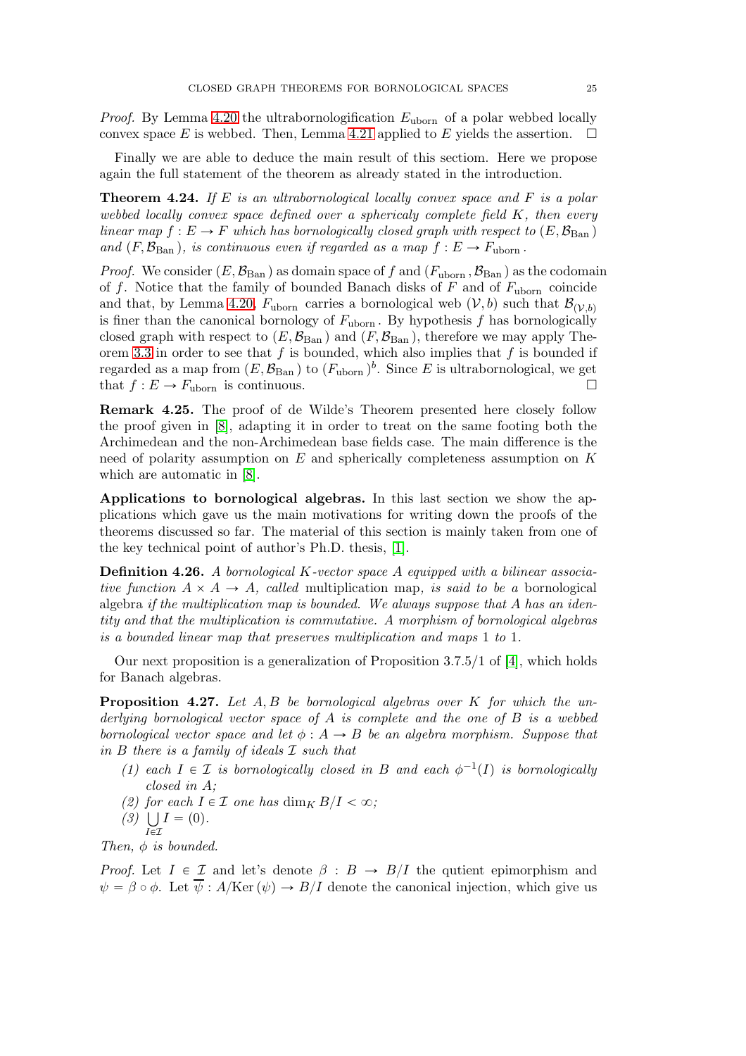*Proof.* By Lemma 4.20 the ultrabornologification $E_{\text{uborn}}$ of a polar webbed locally convex space $E$ is webbed. Then, Lemma 4.21 applied to $E$ yields the assertion. □

Finally we are able to deduce the main result of this sectiom. Here we propose again the full statement of the theorem as already stated in the introduction.

**Theorem 4.24.** *If $E$ is an ultrabornological locally convex space and $F$ is a polar webbed locally convex space defined over a sphericaly complete field $K$, then every linear map $f : E \to F$ which has bornologically closed graph with respect to $(E, \mathcal{B}_{\text{Ban}})$ and $(F, \mathcal{B}_{\text{Ban}})$, is continuous even if regarded as a map $f : E \to F_{\text{uborn}}$.*

*Proof.* We consider $(E, \mathcal{B}_{\text{Ban}})$ as domain space of $f$ and $(F_{\text{uborn}}, \mathcal{B}_{\text{Ban}})$ as the codomain of $f$. Notice that the family of bounded Banach disks of $F$ and of $F_{\text{uborn}}$ coincide and that, by Lemma 4.20, $F_{\text{uborn}}$ carries a bornological web $(\mathcal{V}, b)$ such that $\mathcal{B}_{(\mathcal{V},b)}$ is finer than the canonical bornology of $F_{\text{uborn}}$. By hypothesis $f$ has bornologically closed graph with respect to $(E, \mathcal{B}_{\text{Ban}})$ and $(F, \mathcal{B}_{\text{Ban}})$, therefore we may apply Theorem 3.3 in order to see that $f$ is bounded, which also implies that $f$ is bounded if regarded as a map from $(E, \mathcal{B}_{\text{Ban}})$ to $(F_{\text{uborn}})^b$. Since $E$ is ultrabornological, we get that $f : E \to F_{\text{uborn}}$ is continuous. □

**Remark 4.25.** The proof of de Wilde's Theorem presented here closely follow the proof given in [8], adapting it in order to treat on the same footing both the Archimedean and the non-Archimedean base fields case. The main difference is the need of polarity assumption on $E$ and spherically completeness assumption on $K$ which are automatic in [8].

**Applications to bornological algebras.** In this last section we show the applications which gave us the main motivations for writing down the proofs of the theorems discussed so far. The material of this section is mainly taken from one of the key technical point of author's Ph.D. thesis, [1].

**Definition 4.26.** *A bornological $K$-vector space $A$ equipped with a bilinear associative function $A \times A \to A$, called* multiplication map*, is said to be a* bornological algebra *if the multiplication map is bounded. We always suppose that $A$ has an identity and that the multiplication is commutative. A morphism of bornological algebras is a bounded linear map that preserves multiplication and maps 1 to 1.*

Our next proposition is a generalization of Proposition 3.7.5/1 of [4], which holds for Banach algebras.

**Proposition 4.27.** *Let $A, B$ be bornological algebras over $K$ for which the underlying bornological vector space of $A$ is complete and the one of $B$ is a webbed bornological vector space and let $\phi : A \to B$ be an algebra morphism. Suppose that in $B$ there is a family of ideals $\mathcal{I}$ such that*

1. *each $I \in \mathcal{I}$ is bornologically closed in $B$ and each $\phi^{-1}(I)$ is bornologically closed in $A$;*
2. *for each $I \in \mathcal{I}$ one has $\dim_K B/I < \infty$;*
3. *$\bigcup_{I \in \mathcal{I}} I = (0)$.*

*Then, $\phi$ is bounded.*

*Proof.* Let $I \in \mathcal{I}$ and let's denote $\beta : B \to B/I$ the qutient epimorphism and $\psi = \beta \circ \phi$. Let $\overline{\psi} : A/\text{Ker}(\psi) \to B/I$ denote the canonical injection, which give us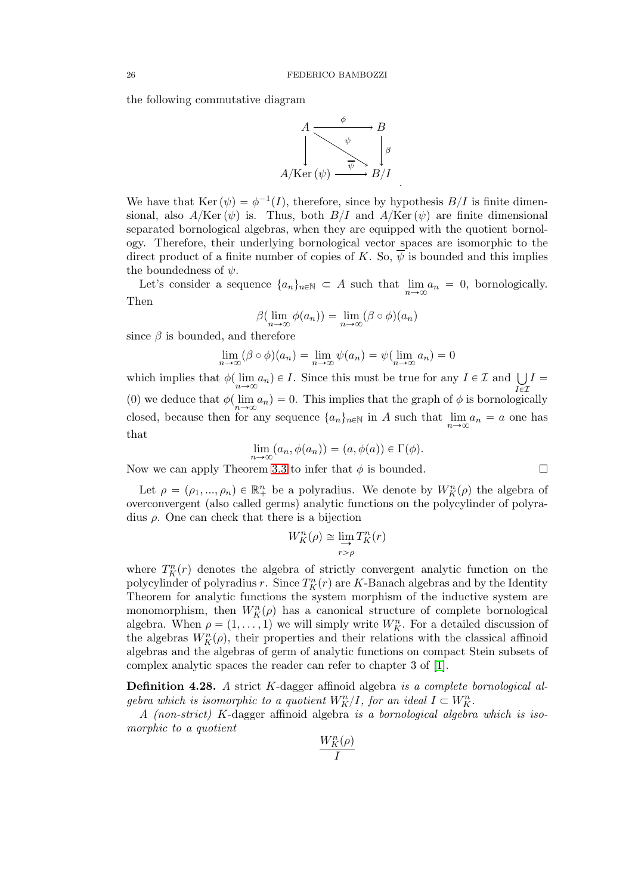the following commutative diagram

$$
\begin{array}{ccc}
A & \xrightarrow{\phi} & B \\
\downarrow & \searrow^{\psi} & \downarrow \beta \\
A/\mathrm{Ker}\,(\psi) & \xrightarrow{\overline{\psi}} & B/I
\end{array}
.
$$

We have that $\mathrm{Ker}\,(\psi) = \phi^{-1}(I)$, therefore, since by hypothesis $B/I$ is finite dimensional, also $A/\mathrm{Ker}\,(\psi)$ is. Thus, both $B/I$ and $A/\mathrm{Ker}\,(\psi)$ are finite dimensional separated bornological algebras, when they are equipped with the quotient bornology. Therefore, their underlying bornological vector spaces are isomorphic to the direct product of a finite number of copies of $K$. So, $\overline{\psi}$ is bounded and this implies the boundedness of $\psi$.

Let's consider a sequence $\{a_n\}_{n \in \mathbb{N}} \subset A$ such that $\lim\limits_{n \to \infty} a_n = 0$, bornologically. Then

$$\beta(\lim_{n \to \infty} \phi(a_n)) = \lim_{n \to \infty} (\beta \circ \phi)(a_n)$$

since $\beta$ is bounded, and therefore

$$\lim_{n \to \infty} (\beta \circ \phi)(a_n) = \lim_{n \to \infty} \psi(a_n) = \psi(\lim_{n \to \infty} a_n) = 0$$

which implies that $\phi(\lim\limits_{n \to \infty} a_n) \in I$. Since this must be true for any $I \in \mathcal{I}$ and $\bigcup\limits_{I \in \mathcal{I}} I = (0)$ we deduce that $\phi(\lim\limits_{n \to \infty} a_n) = 0$. This implies that the graph of $\phi$ is bornologically closed, because then for any sequence $\{a_n\}_{n \in \mathbb{N}}$ in $A$ such that $\lim\limits_{n \to \infty} a_n = a$ one has that

$$\lim_{n \to \infty} (a_n, \phi(a_n)) = (a, \phi(a)) \in \Gamma(\phi).$$

Now we can apply Theorem 3.3 to infer that $\phi$ is bounded. $\square$

Let $\rho = (\rho_1, ..., \rho_n) \in \mathbb{R}_+^n$ be a polyradius. We denote by $W_K^n(\rho)$ the algebra of overconvergent (also called germs) analytic functions on the polycylinder of polyradius $\rho$. One can check that there is a bijection

$$W_K^n(\rho) \cong \lim_{\substack{\rightarrow \\ r > \rho}} T_K^n(r)$$

where $T_K^n(r)$ denotes the algebra of strictly convergent analytic function on the polycylinder of polyradius $r$. Since $T_K^n(r)$ are $K$-Banach algebras and by the Identity Theorem for analytic functions the system morphism of the inductive system are monomorphism, then $W_K^n(\rho)$ has a canonical structure of complete bornological algebra. When $\rho = (1, \dots, 1)$ we will simply write $W_K^n$. For a detailed discussion of the algebras $W_K^n(\rho)$, their properties and their relations with the classical affinoid algebras and the algebras of germ of analytic functions on compact Stein subsets of complex analytic spaces the reader can refer to chapter 3 of [1].

**Definition 4.28.** *A strict* $K$-dagger affinoid algebra *is a complete bornological algebra which is isomorphic to a quotient* $W_K^n/I$*, for an ideal* $I \subset W_K^n$*.*

*A (non-strict)* $K$-dagger affinoid algebra *is a bornological algebra which is isomorphic to a quotient*

$$\frac{W_K^n(\rho)}{I}$$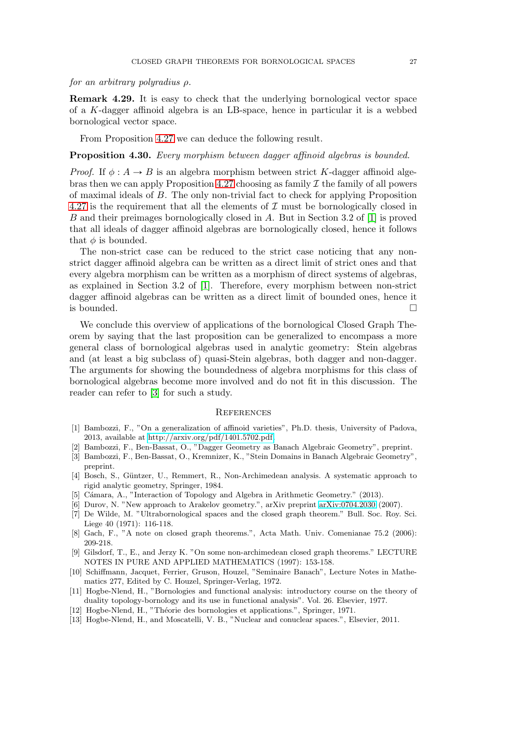*for an arbitrary polyradius $\rho$.*

**Remark 4.29.** It is easy to check that the underlying bornological vector space of a $K$-dagger affinoid algebra is an LB-space, hence in particular it is a webbed bornological vector space.

From Proposition 4.27 we can deduce the following result.

**Proposition 4.30.** *Every morphism between dagger affinoid algebras is bounded.*

*Proof.* If $\phi : A \to B$ is an algebra morphism between strict $K$-dagger affinoid algebras then we can apply Proposition 4.27 choosing as family $\mathcal{I}$ the family of all powers of maximal ideals of $B$. The only non-trivial fact to check for applying Proposition 4.27 is the requirement that all the elements of $\mathcal{I}$ must be bornologically closed in $B$ and their preimages bornologically closed in $A$. But in Section 3.2 of [1] is proved that all ideals of dagger affinoid algebras are bornologically closed, hence it follows that $\phi$ is bounded.

The non-strict case can be reduced to the strict case noticing that any non-strict dagger affinoid algebra can be written as a direct limit of strict ones and that every algebra morphism can be written as a morphism of direct systems of algebras, as explained in Section 3.2 of [1]. Therefore, every morphism between non-strict dagger affinoid algebras can be written as a direct limit of bounded ones, hence it is bounded. □

We conclude this overview of applications of the bornological Closed Graph Theorem by saying that the last proposition can be generalized to encompass a more general class of bornological algebras used in analytic geometry: Stein algebras and (at least a big subclass of) quasi-Stein algebras, both dagger and non-dagger. The arguments for showing the boundedness of algebra morphisms for this class of bornological algebras become more involved and do not fit in this discussion. The reader can refer to [3] for such a study.

## References

[1] Bambozzi, F., "On a generalization of affinoid varieties", Ph.D. thesis, University of Padova, 2013, available at http://arxiv.org/pdf/1401.5702.pdf.

[2] Bambozzi, F., Ben-Bassat, O., "Dagger Geometry as Banach Algebraic Geometry", preprint.

[3] Bambozzi, F., Ben-Bassat, O., Kremnizer, K., "Stein Domains in Banach Algebraic Geometry", preprint.

[4] Bosch, S., Güntzer, U., Remmert, R., Non-Archimedean analysis. A systematic approach to rigid analytic geometry, Springer, 1984.

[5] Cámara, A., "Interaction of Topology and Algebra in Arithmetic Geometry." (2013).

[6] Durov, N. "New approach to Arakelov geometry.", arXiv preprint arXiv:0704.2030 (2007).

[7] De Wilde, M. "Ultrabornological spaces and the closed graph theorem." Bull. Soc. Roy. Sci. Liege 40 (1971): 116-118.

[8] Gach, F., "A note on closed graph theorems.", Acta Math. Univ. Comenianae 75.2 (2006): 209-218.

[9] Gilsdorf, T., E., and Jerzy K. "On some non-archimedean closed graph theorems." LECTURE NOTES IN PURE AND APPLIED MATHEMATICS (1997): 153-158.

[10] Schiffmann, Jacquet, Ferrier, Gruson, Houzel, "Seminaire Banach", Lecture Notes in Mathematics 277, Edited by C. Houzel, Springer-Verlag, 1972.

[11] Hogbe-Nlend, H., "Bornologies and functional analysis: introductory course on the theory of duality topology-bornology and its use in functional analysis". Vol. 26. Elsevier, 1977.

[12] Hogbe-Nlend, H., "Théorie des bornologies et applications.", Springer, 1971.

[13] Hogbe-Nlend, H., and Moscatelli, V. B., "Nuclear and conuclear spaces.", Elsevier, 2011.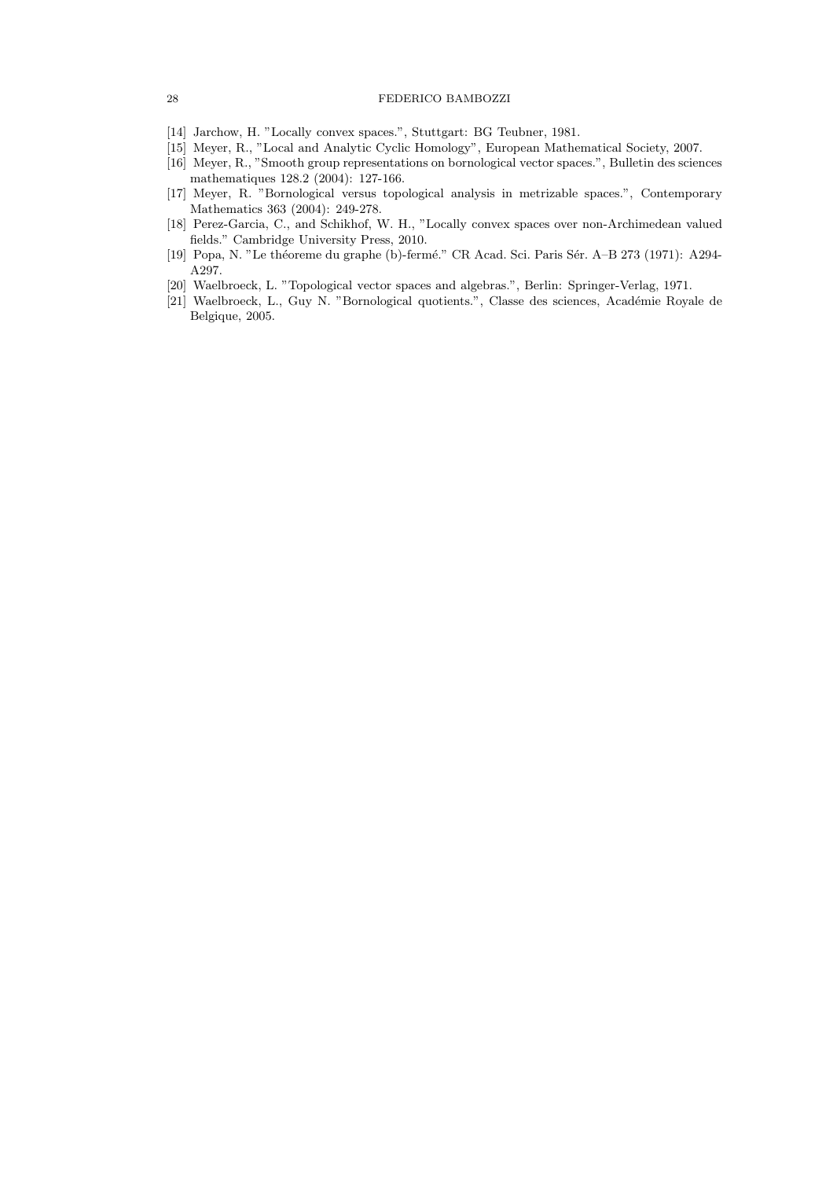[14] Jarchow, H. "Locally convex spaces.", Stuttgart: BG Teubner, 1981.

[15] Meyer, R., "Local and Analytic Cyclic Homology", European Mathematical Society, 2007.

[16] Meyer, R., "Smooth group representations on bornological vector spaces.", Bulletin des sciences mathematiques 128.2 (2004): 127-166.

[17] Meyer, R. "Bornological versus topological analysis in metrizable spaces.", Contemporary Mathematics 363 (2004): 249-278.

[18] Perez-Garcia, C., and Schikhof, W. H., "Locally convex spaces over non-Archimedean valued fields." Cambridge University Press, 2010.

[19] Popa, N. "Le théoreme du graphe (b)-fermé." CR Acad. Sci. Paris Sér. A–B 273 (1971): A294-A297.

[20] Waelbroeck, L. "Topological vector spaces and algebras.", Berlin: Springer-Verlag, 1971.

[21] Waelbroeck, L., Guy N. "Bornological quotients.", Classe des sciences, Académie Royale de Belgique, 2005.